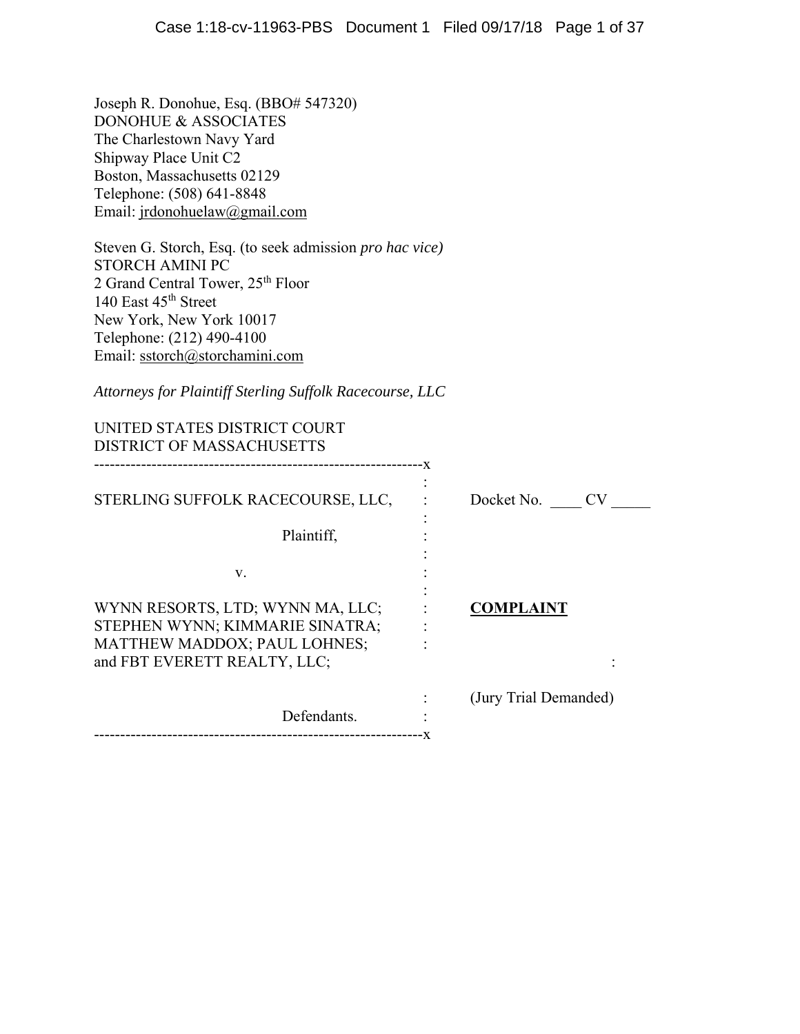Joseph R. Donohue, Esq. (BBO# 547320)
DONOHUE & ASSOCIATES
The Charlestown Navy Yard
Shipway Place Unit C2
Boston, Massachusetts 02129
Telephone: (508) 641-8848
Email: jrdonohuelaw@gmail.com

Steven G. Storch, Esq. (to seek admission *pro hac vice)*
STORCH AMINI PC
2 Grand Central Tower, 25th Floor
140 East 45th Street
New York, New York 10017
Telephone: (212) 490-4100
Email: sstorch@storchamini.com

*Attorneys for Plaintiff Sterling Suffolk Racecourse, LLC*

UNITED STATES DISTRICT COURT
DISTRICT OF MASSACHUSETTS

| | |
|---|---|
| STERLING SUFFOLK RACECOURSE, LLC,<br><br>Plaintiff,<br><br>v.<br><br>WYNN RESORTS, LTD; WYNN MA, LLC; STEPHEN WYNN; KIMMARIE SINATRA; MATTHEW MADDOX; PAUL LOHNES; and FBT EVERETT REALTY, LLC;<br><br>Defendants. | Docket No. ____ CV _____<br><br>**COMPLAINT**<br><br>(Jury Trial Demanded) |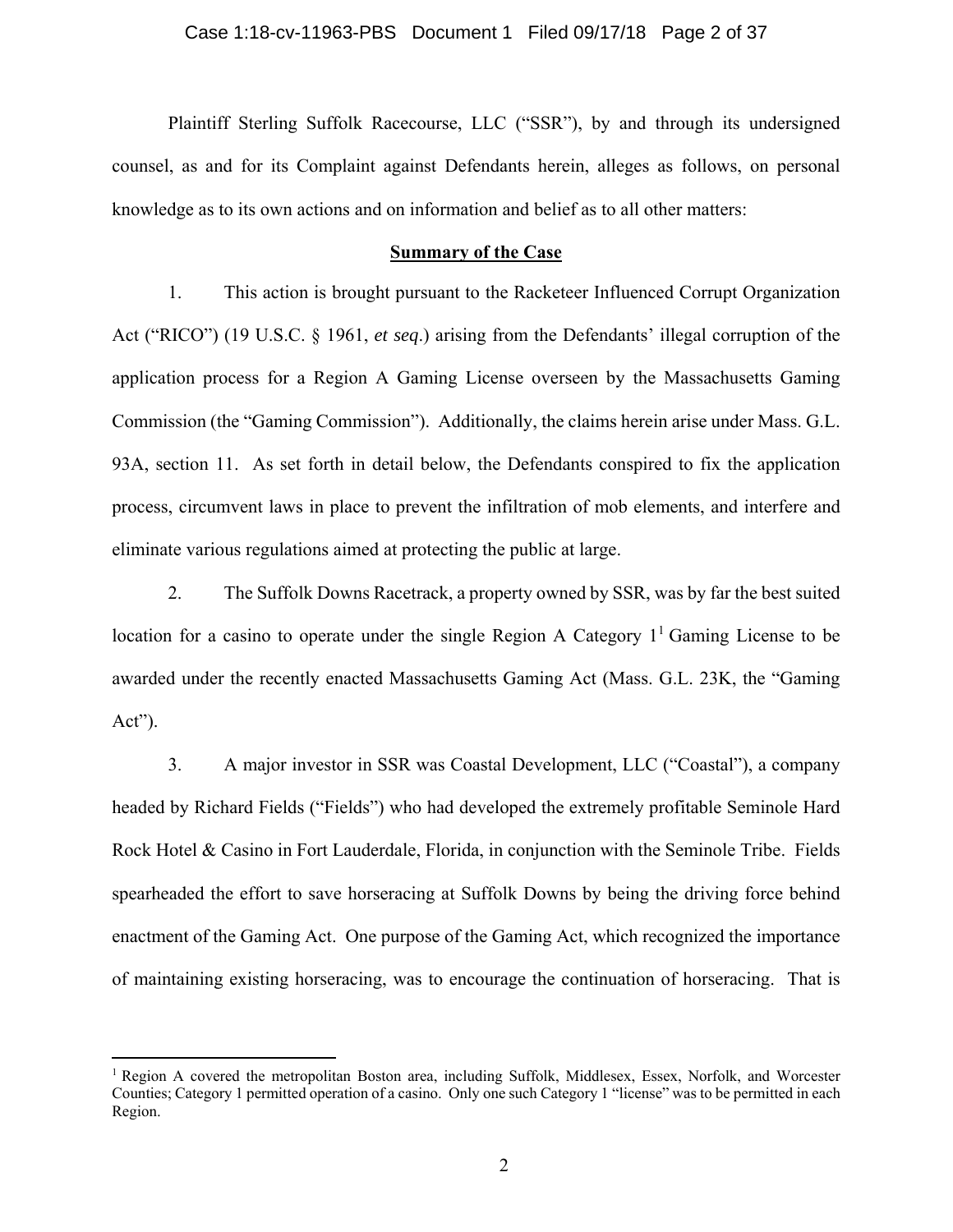Plaintiff Sterling Suffolk Racecourse, LLC ("SSR"), by and through its undersigned counsel, as and for its Complaint against Defendants herein, alleges as follows, on personal knowledge as to its own actions and on information and belief as to all other matters:

## Summary of the Case

1. This action is brought pursuant to the Racketeer Influenced Corrupt Organization Act ("RICO") (19 U.S.C. § 1961, *et seq*.) arising from the Defendants' illegal corruption of the application process for a Region A Gaming License overseen by the Massachusetts Gaming Commission (the "Gaming Commission"). Additionally, the claims herein arise under Mass. G.L. 93A, section 11. As set forth in detail below, the Defendants conspired to fix the application process, circumvent laws in place to prevent the infiltration of mob elements, and interfere and eliminate various regulations aimed at protecting the public at large.

2. The Suffolk Downs Racetrack, a property owned by SSR, was by far the best suited location for a casino to operate under the single Region A Category 1[1] Gaming License to be awarded under the recently enacted Massachusetts Gaming Act (Mass. G.L. 23K, the "Gaming Act").

3. A major investor in SSR was Coastal Development, LLC ("Coastal"), a company headed by Richard Fields ("Fields") who had developed the extremely profitable Seminole Hard Rock Hotel & Casino in Fort Lauderdale, Florida, in conjunction with the Seminole Tribe. Fields spearheaded the effort to save horseracing at Suffolk Downs by being the driving force behind enactment of the Gaming Act. One purpose of the Gaming Act, which recognized the importance of maintaining existing horseracing, was to encourage the continuation of horseracing. That is

[1] Region A covered the metropolitan Boston area, including Suffolk, Middlesex, Essex, Norfolk, and Worcester Counties; Category 1 permitted operation of a casino. Only one such Category 1 "license" was to be permitted in each Region.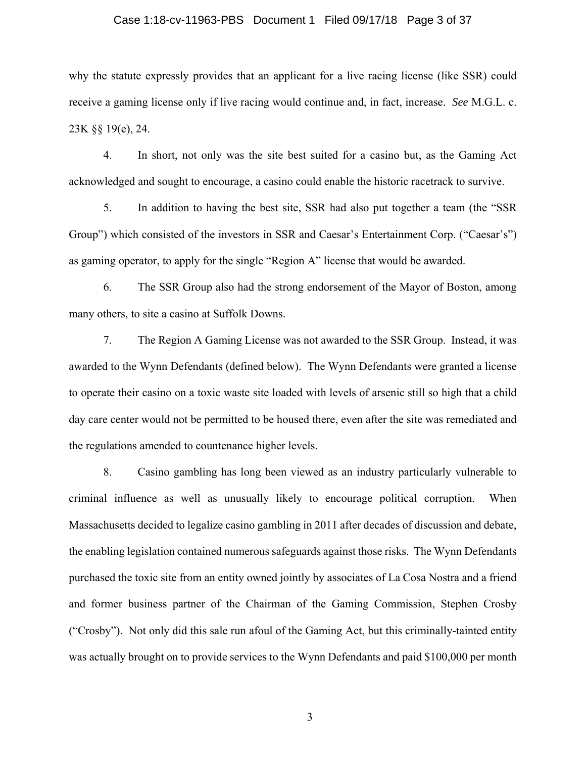why the statute expressly provides that an applicant for a live racing license (like SSR) could receive a gaming license only if live racing would continue and, in fact, increase. *See* M.G.L. c. 23K §§ 19(e), 24.

4. In short, not only was the site best suited for a casino but, as the Gaming Act acknowledged and sought to encourage, a casino could enable the historic racetrack to survive.

5. In addition to having the best site, SSR had also put together a team (the "SSR Group") which consisted of the investors in SSR and Caesar's Entertainment Corp. ("Caesar's") as gaming operator, to apply for the single "Region A" license that would be awarded.

6. The SSR Group also had the strong endorsement of the Mayor of Boston, among many others, to site a casino at Suffolk Downs.

7. The Region A Gaming License was not awarded to the SSR Group. Instead, it was awarded to the Wynn Defendants (defined below). The Wynn Defendants were granted a license to operate their casino on a toxic waste site loaded with levels of arsenic still so high that a child day care center would not be permitted to be housed there, even after the site was remediated and the regulations amended to countenance higher levels.

8. Casino gambling has long been viewed as an industry particularly vulnerable to criminal influence as well as unusually likely to encourage political corruption. When Massachusetts decided to legalize casino gambling in 2011 after decades of discussion and debate, the enabling legislation contained numerous safeguards against those risks. The Wynn Defendants purchased the toxic site from an entity owned jointly by associates of La Cosa Nostra and a friend and former business partner of the Chairman of the Gaming Commission, Stephen Crosby ("Crosby"). Not only did this sale run afoul of the Gaming Act, but this criminally-tainted entity was actually brought on to provide services to the Wynn Defendants and paid $100,000 per month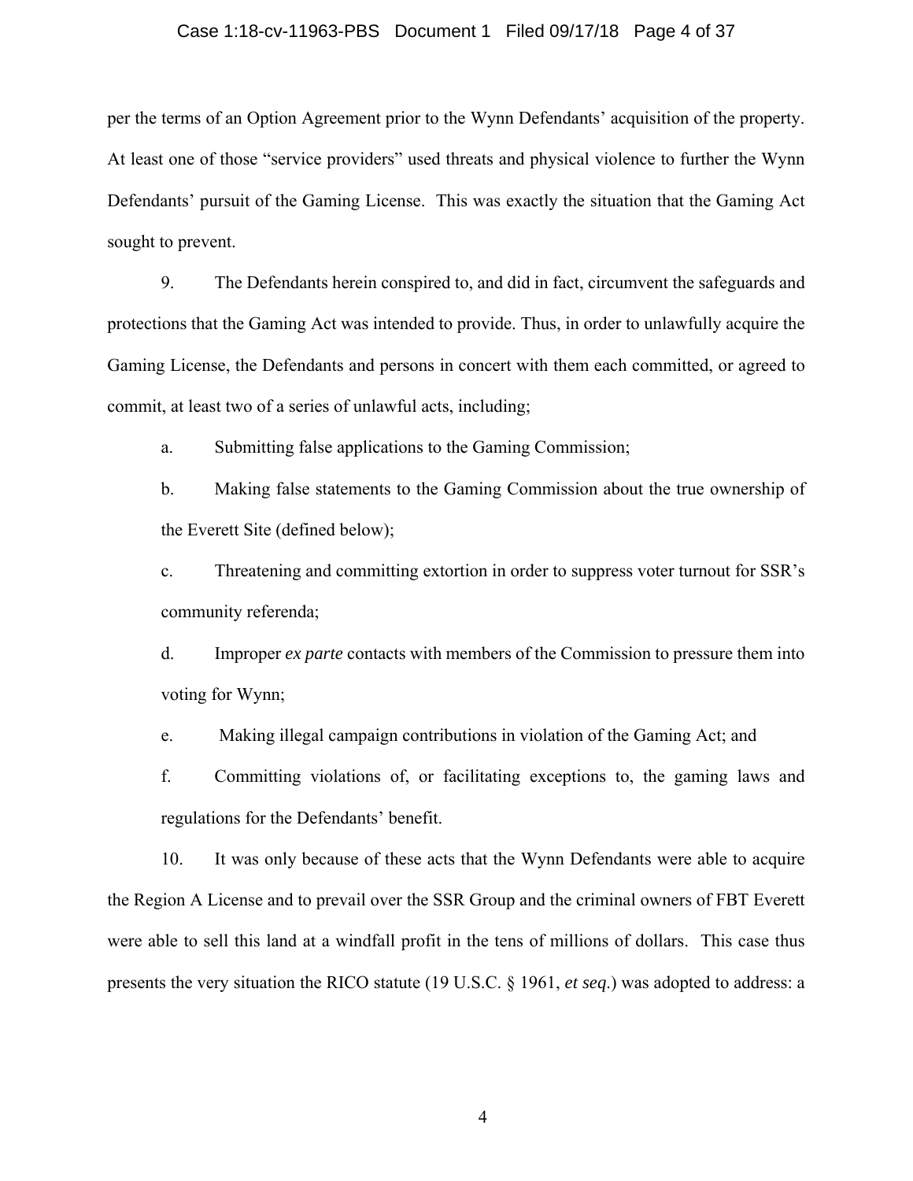per the terms of an Option Agreement prior to the Wynn Defendants' acquisition of the property. At least one of those "service providers" used threats and physical violence to further the Wynn Defendants' pursuit of the Gaming License. This was exactly the situation that the Gaming Act sought to prevent.

9. The Defendants herein conspired to, and did in fact, circumvent the safeguards and protections that the Gaming Act was intended to provide. Thus, in order to unlawfully acquire the Gaming License, the Defendants and persons in concert with them each committed, or agreed to commit, at least two of a series of unlawful acts, including;

a. Submitting false applications to the Gaming Commission;

b. Making false statements to the Gaming Commission about the true ownership of the Everett Site (defined below);

c. Threatening and committing extortion in order to suppress voter turnout for SSR's community referenda;

d. Improper *ex parte* contacts with members of the Commission to pressure them into voting for Wynn;

e. Making illegal campaign contributions in violation of the Gaming Act; and

f. Committing violations of, or facilitating exceptions to, the gaming laws and regulations for the Defendants' benefit.

10. It was only because of these acts that the Wynn Defendants were able to acquire the Region A License and to prevail over the SSR Group and the criminal owners of FBT Everett were able to sell this land at a windfall profit in the tens of millions of dollars. This case thus presents the very situation the RICO statute (19 U.S.C. § 1961, *et seq.*) was adopted to address: a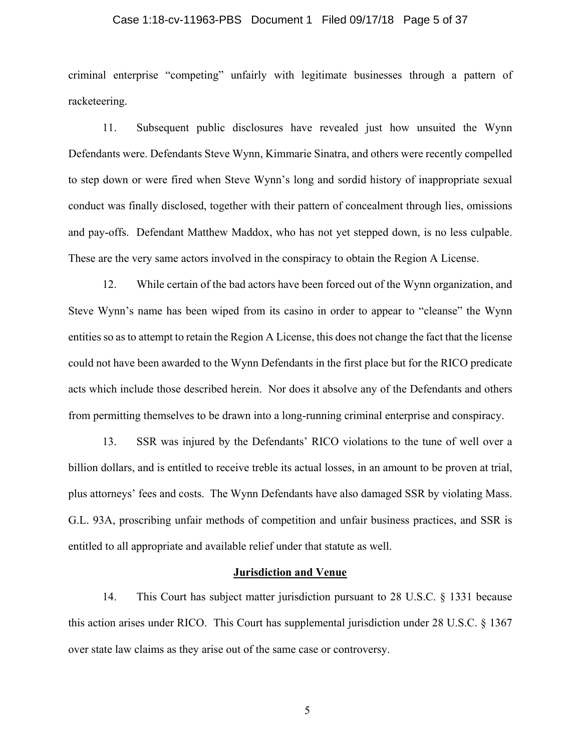criminal enterprise "competing" unfairly with legitimate businesses through a pattern of racketeering.

11. Subsequent public disclosures have revealed just how unsuited the Wynn Defendants were. Defendants Steve Wynn, Kimmarie Sinatra, and others were recently compelled to step down or were fired when Steve Wynn's long and sordid history of inappropriate sexual conduct was finally disclosed, together with their pattern of concealment through lies, omissions and pay-offs. Defendant Matthew Maddox, who has not yet stepped down, is no less culpable. These are the very same actors involved in the conspiracy to obtain the Region A License.

12. While certain of the bad actors have been forced out of the Wynn organization, and Steve Wynn's name has been wiped from its casino in order to appear to "cleanse" the Wynn entities so as to attempt to retain the Region A License, this does not change the fact that the license could not have been awarded to the Wynn Defendants in the first place but for the RICO predicate acts which include those described herein. Nor does it absolve any of the Defendants and others from permitting themselves to be drawn into a long-running criminal enterprise and conspiracy.

13. SSR was injured by the Defendants' RICO violations to the tune of well over a billion dollars, and is entitled to receive treble its actual losses, in an amount to be proven at trial, plus attorneys' fees and costs. The Wynn Defendants have also damaged SSR by violating Mass. G.L. 93A, proscribing unfair methods of competition and unfair business practices, and SSR is entitled to all appropriate and available relief under that statute as well.

## Jurisdiction and Venue

14. This Court has subject matter jurisdiction pursuant to 28 U.S.C. § 1331 because this action arises under RICO. This Court has supplemental jurisdiction under 28 U.S.C. § 1367 over state law claims as they arise out of the same case or controversy.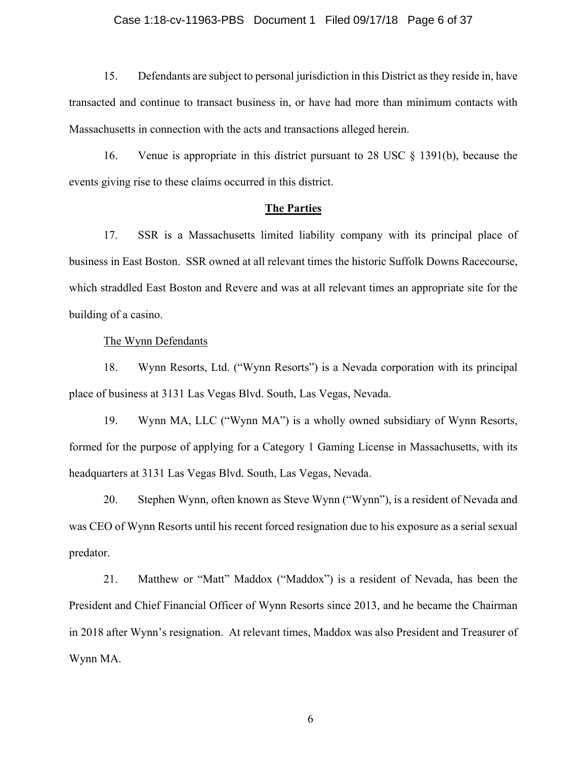15. Defendants are subject to personal jurisdiction in this District as they reside in, have transacted and continue to transact business in, or have had more than minimum contacts with Massachusetts in connection with the acts and transactions alleged herein.

16. Venue is appropriate in this district pursuant to 28 USC § 1391(b), because the events giving rise to these claims occurred in this district.

## The Parties

17. SSR is a Massachusetts limited liability company with its principal place of business in East Boston. SSR owned at all relevant times the historic Suffolk Downs Racecourse, which straddled East Boston and Revere and was at all relevant times an appropriate site for the building of a casino.

### The Wynn Defendants

18. Wynn Resorts, Ltd. ("Wynn Resorts") is a Nevada corporation with its principal place of business at 3131 Las Vegas Blvd. South, Las Vegas, Nevada.

19. Wynn MA, LLC ("Wynn MA") is a wholly owned subsidiary of Wynn Resorts, formed for the purpose of applying for a Category 1 Gaming License in Massachusetts, with its headquarters at 3131 Las Vegas Blvd. South, Las Vegas, Nevada.

20. Stephen Wynn, often known as Steve Wynn ("Wynn"), is a resident of Nevada and was CEO of Wynn Resorts until his recent forced resignation due to his exposure as a serial sexual predator.

21. Matthew or "Matt" Maddox ("Maddox") is a resident of Nevada, has been the President and Chief Financial Officer of Wynn Resorts since 2013, and he became the Chairman in 2018 after Wynn's resignation. At relevant times, Maddox was also President and Treasurer of Wynn MA.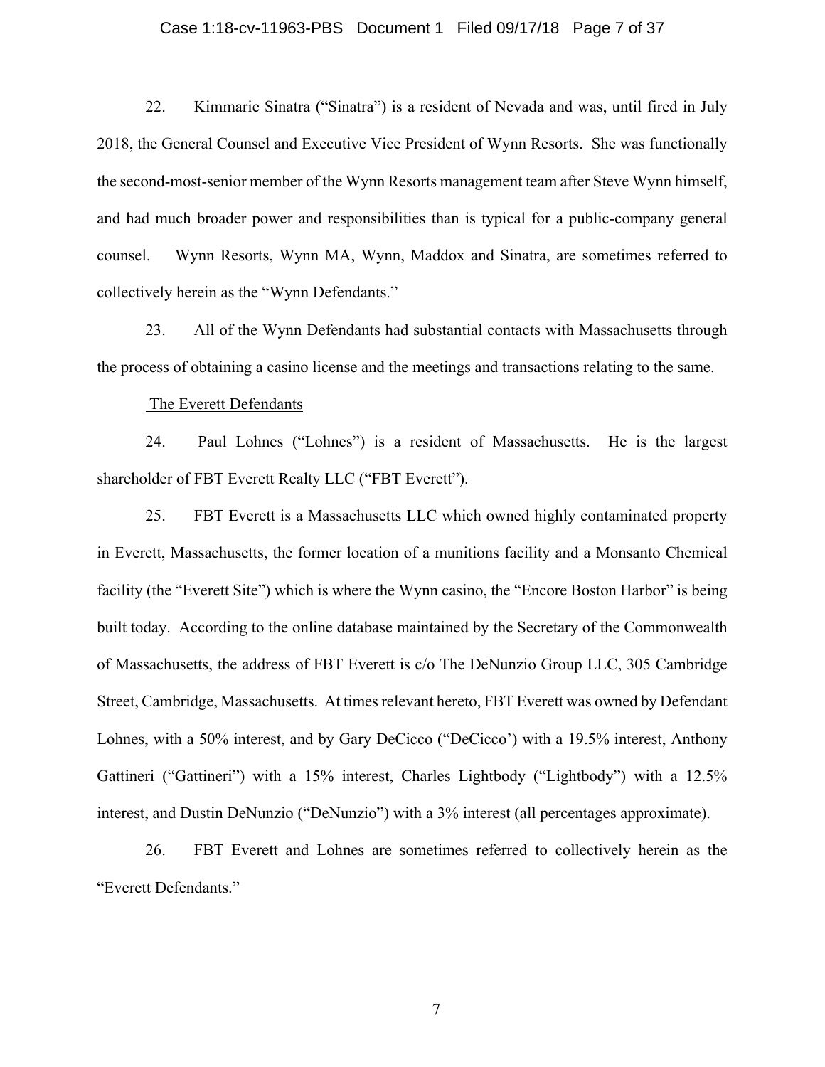22. Kimmarie Sinatra ("Sinatra") is a resident of Nevada and was, until fired in July 2018, the General Counsel and Executive Vice President of Wynn Resorts. She was functionally the second-most-senior member of the Wynn Resorts management team after Steve Wynn himself, and had much broader power and responsibilities than is typical for a public-company general counsel. Wynn Resorts, Wynn MA, Wynn, Maddox and Sinatra, are sometimes referred to collectively herein as the "Wynn Defendants."

23. All of the Wynn Defendants had substantial contacts with Massachusetts through the process of obtaining a casino license and the meetings and transactions relating to the same.

<u>The Everett Defendants</u>

24. Paul Lohnes ("Lohnes") is a resident of Massachusetts. He is the largest shareholder of FBT Everett Realty LLC ("FBT Everett").

25. FBT Everett is a Massachusetts LLC which owned highly contaminated property in Everett, Massachusetts, the former location of a munitions facility and a Monsanto Chemical facility (the "Everett Site") which is where the Wynn casino, the "Encore Boston Harbor" is being built today. According to the online database maintained by the Secretary of the Commonwealth of Massachusetts, the address of FBT Everett is c/o The DeNunzio Group LLC, 305 Cambridge Street, Cambridge, Massachusetts. At times relevant hereto, FBT Everett was owned by Defendant Lohnes, with a 50% interest, and by Gary DeCicco ("DeCicco') with a 19.5% interest, Anthony Gattineri ("Gattineri") with a 15% interest, Charles Lightbody ("Lightbody") with a 12.5% interest, and Dustin DeNunzio ("DeNunzio") with a 3% interest (all percentages approximate).

26. FBT Everett and Lohnes are sometimes referred to collectively herein as the "Everett Defendants."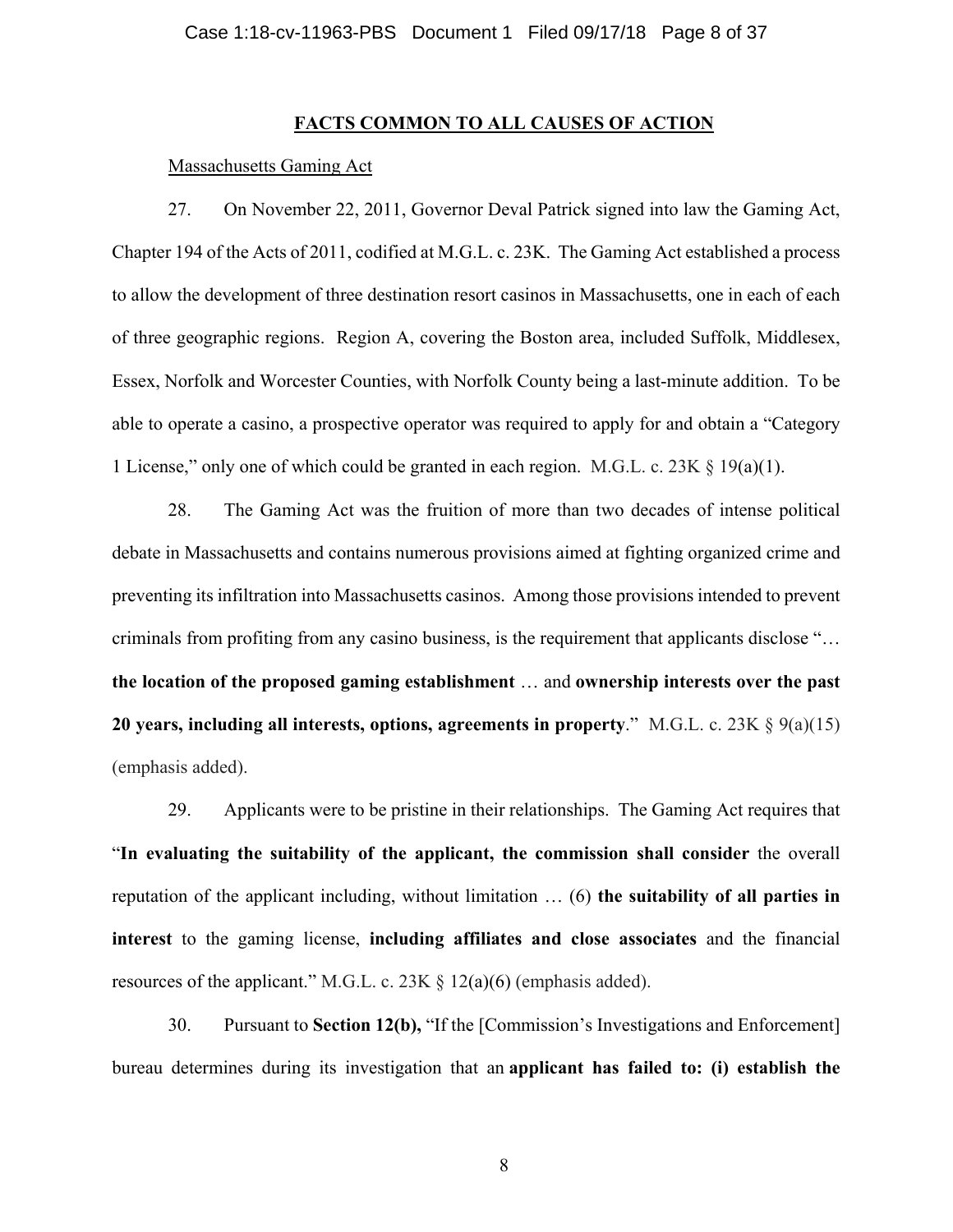**FACTS COMMON TO ALL CAUSES OF ACTION**

Massachusetts Gaming Act

27. On November 22, 2011, Governor Deval Patrick signed into law the Gaming Act, Chapter 194 of the Acts of 2011, codified at M.G.L. c. 23K. The Gaming Act established a process to allow the development of three destination resort casinos in Massachusetts, one in each of each of three geographic regions. Region A, covering the Boston area, included Suffolk, Middlesex, Essex, Norfolk and Worcester Counties, with Norfolk County being a last-minute addition. To be able to operate a casino, a prospective operator was required to apply for and obtain a "Category 1 License," only one of which could be granted in each region. M.G.L. c. 23K § 19(a)(1).

28. The Gaming Act was the fruition of more than two decades of intense political debate in Massachusetts and contains numerous provisions aimed at fighting organized crime and preventing its infiltration into Massachusetts casinos. Among those provisions intended to prevent criminals from profiting from any casino business, is the requirement that applicants disclose "… **the location of the proposed gaming establishment** … and **ownership interests over the past 20 years, including all interests, options, agreements in property**." M.G.L. c. 23K § 9(a)(15) (emphasis added).

29. Applicants were to be pristine in their relationships. The Gaming Act requires that "**In evaluating the suitability of the applicant, the commission shall consider** the overall reputation of the applicant including, without limitation … (6) **the suitability of all parties in interest** to the gaming license, **including affiliates and close associates** and the financial resources of the applicant." M.G.L. c. 23K § 12(a)(6) (emphasis added).

30. Pursuant to **Section 12(b),** "If the [Commission's Investigations and Enforcement] bureau determines during its investigation that an **applicant has failed to: (i) establish the**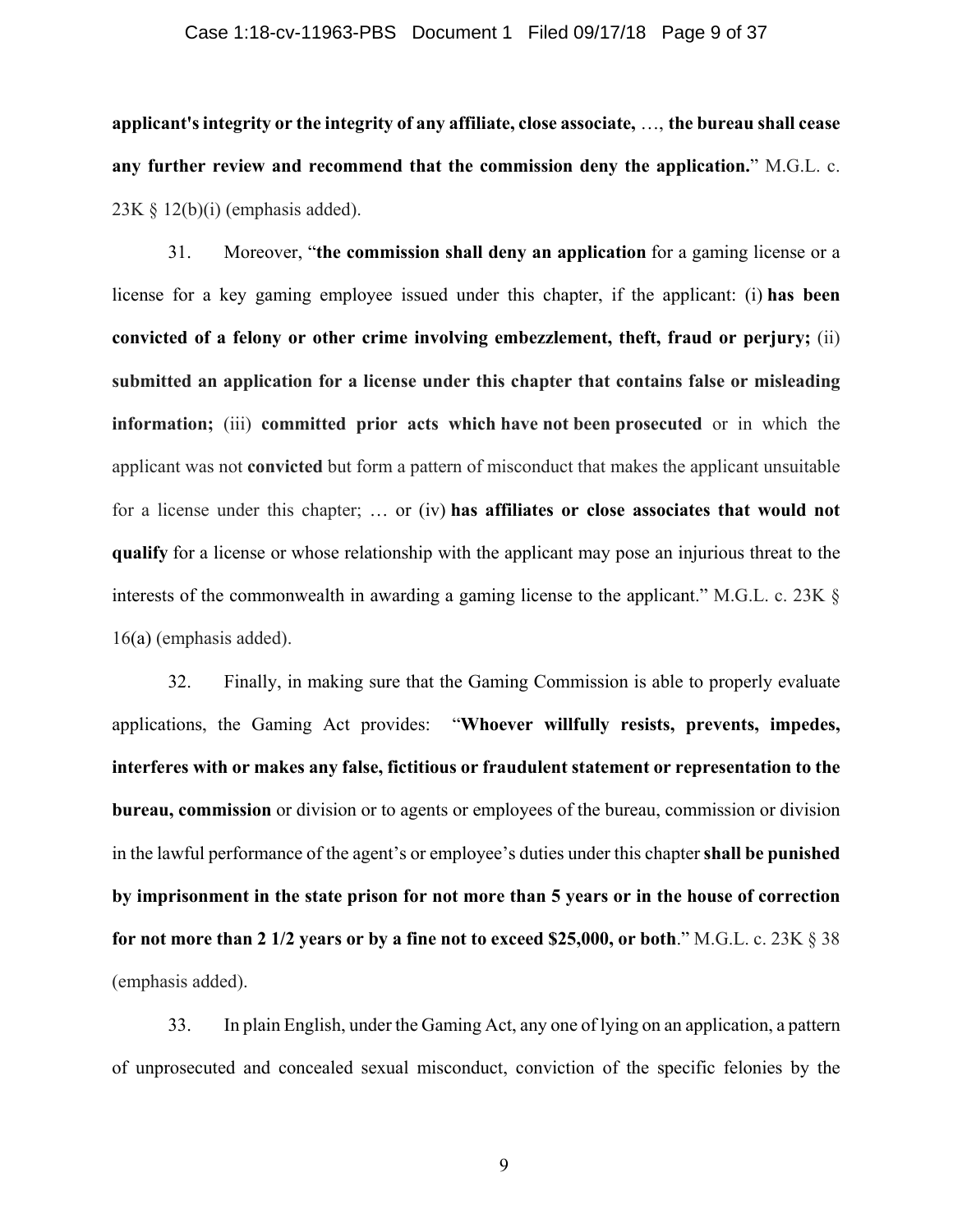**applicant's integrity or the integrity of any affiliate, close associate,** …, **the bureau shall cease any further review and recommend that the commission deny the application.**" M.G.L. c. 23K § 12(b)(i) (emphasis added).

31. Moreover, "**the commission shall deny an application** for a gaming license or a license for a key gaming employee issued under this chapter, if the applicant: (i) **has been convicted of a felony or other crime involving embezzlement, theft, fraud or perjury;** (ii) **submitted an application for a license under this chapter that contains false or misleading information;** (iii) **committed prior acts which have not been prosecuted** or in which the applicant was not **convicted** but form a pattern of misconduct that makes the applicant unsuitable for a license under this chapter; … or (iv) **has affiliates or close associates that would not qualify** for a license or whose relationship with the applicant may pose an injurious threat to the interests of the commonwealth in awarding a gaming license to the applicant." M.G.L. c. 23K § 16(a) (emphasis added).

32. Finally, in making sure that the Gaming Commission is able to properly evaluate applications, the Gaming Act provides: "**Whoever willfully resists, prevents, impedes, interferes with or makes any false, fictitious or fraudulent statement or representation to the bureau, commission** or division or to agents or employees of the bureau, commission or division in the lawful performance of the agent's or employee's duties under this chapter **shall be punished by imprisonment in the state prison for not more than 5 years or in the house of correction for not more than 2 1/2 years or by a fine not to exceed $25,000, or both**." M.G.L. c. 23K § 38 (emphasis added).

33. In plain English, under the Gaming Act, any one of lying on an application, a pattern of unprosecuted and concealed sexual misconduct, conviction of the specific felonies by the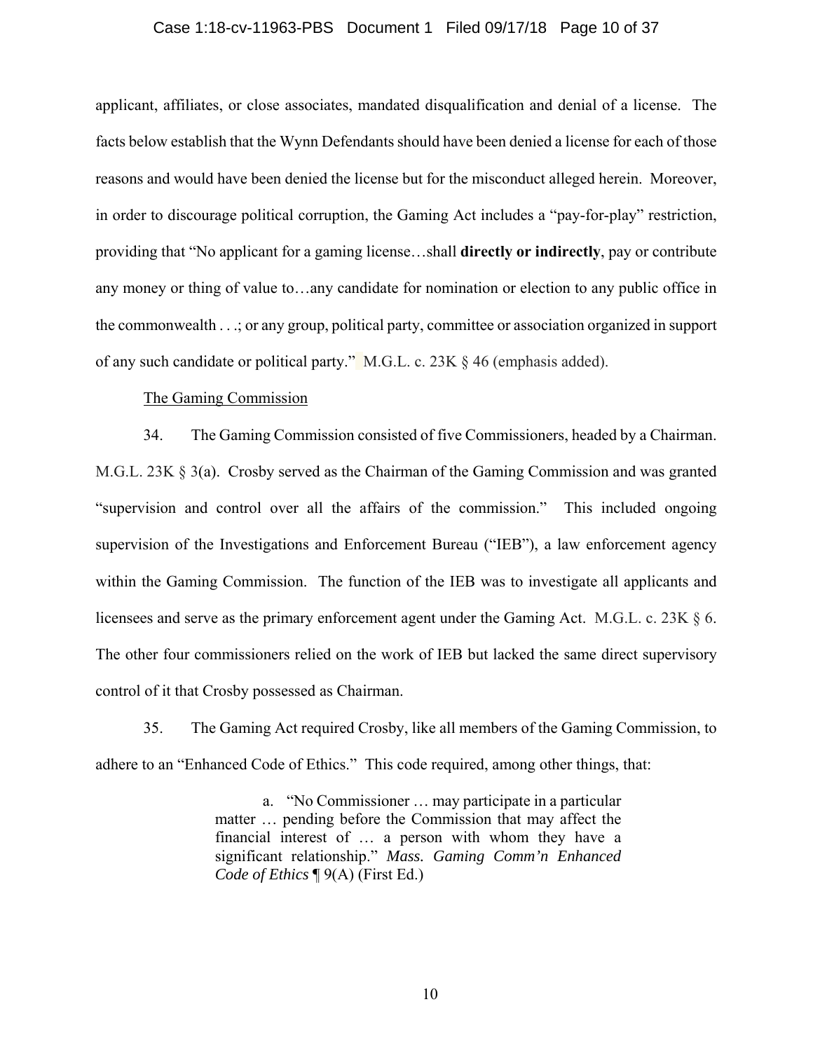applicant, affiliates, or close associates, mandated disqualification and denial of a license. The facts below establish that the Wynn Defendants should have been denied a license for each of those reasons and would have been denied the license but for the misconduct alleged herein. Moreover, in order to discourage political corruption, the Gaming Act includes a "pay-for-play" restriction, providing that "No applicant for a gaming license…shall **directly or indirectly**, pay or contribute any money or thing of value to…any candidate for nomination or election to any public office in the commonwealth . . .; or any group, political party, committee or association organized in support of any such candidate or political party." M.G.L. c. 23K § 46 (emphasis added).

The Gaming Commission

34. The Gaming Commission consisted of five Commissioners, headed by a Chairman. M.G.L. 23K § 3(a). Crosby served as the Chairman of the Gaming Commission and was granted "supervision and control over all the affairs of the commission." This included ongoing supervision of the Investigations and Enforcement Bureau ("IEB"), a law enforcement agency within the Gaming Commission. The function of the IEB was to investigate all applicants and licensees and serve as the primary enforcement agent under the Gaming Act. M.G.L. c. 23K § 6. The other four commissioners relied on the work of IEB but lacked the same direct supervisory control of it that Crosby possessed as Chairman.

35. The Gaming Act required Crosby, like all members of the Gaming Commission, to adhere to an "Enhanced Code of Ethics." This code required, among other things, that:

> a. "No Commissioner … may participate in a particular matter … pending before the Commission that may affect the financial interest of … a person with whom they have a significant relationship." *Mass. Gaming Comm'n Enhanced Code of Ethics* ¶ 9(A) (First Ed.)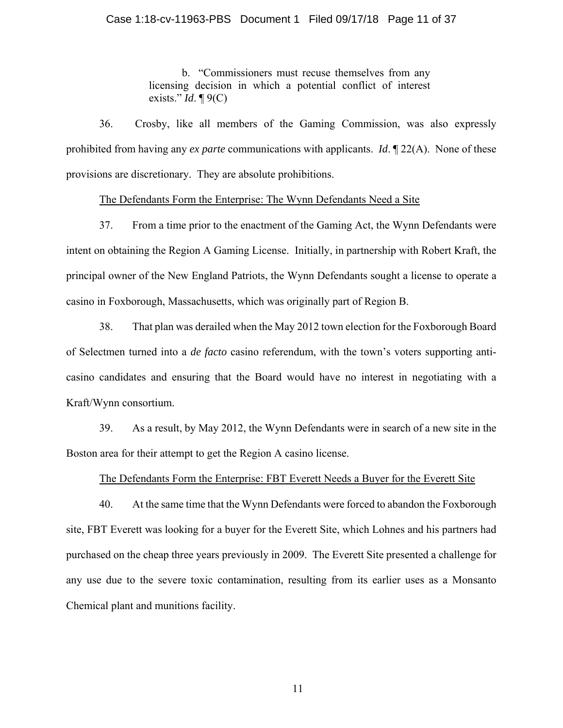> b. "Commissioners must recuse themselves from any licensing decision in which a potential conflict of interest exists." *Id*. ¶ 9(C)

36. Crosby, like all members of the Gaming Commission, was also expressly prohibited from having any *ex parte* communications with applicants. *Id*. ¶ 22(A). None of these provisions are discretionary. They are absolute prohibitions.

<u>The Defendants Form the Enterprise: The Wynn Defendants Need a Site</u>

37. From a time prior to the enactment of the Gaming Act, the Wynn Defendants were intent on obtaining the Region A Gaming License. Initially, in partnership with Robert Kraft, the principal owner of the New England Patriots, the Wynn Defendants sought a license to operate a casino in Foxborough, Massachusetts, which was originally part of Region B.

38. That plan was derailed when the May 2012 town election for the Foxborough Board of Selectmen turned into a *de facto* casino referendum, with the town's voters supporting anti-casino candidates and ensuring that the Board would have no interest in negotiating with a Kraft/Wynn consortium.

39. As a result, by May 2012, the Wynn Defendants were in search of a new site in the Boston area for their attempt to get the Region A casino license.

<u>The Defendants Form the Enterprise: FBT Everett Needs a Buyer for the Everett Site</u>

40. At the same time that the Wynn Defendants were forced to abandon the Foxborough site, FBT Everett was looking for a buyer for the Everett Site, which Lohnes and his partners had purchased on the cheap three years previously in 2009. The Everett Site presented a challenge for any use due to the severe toxic contamination, resulting from its earlier uses as a Monsanto Chemical plant and munitions facility.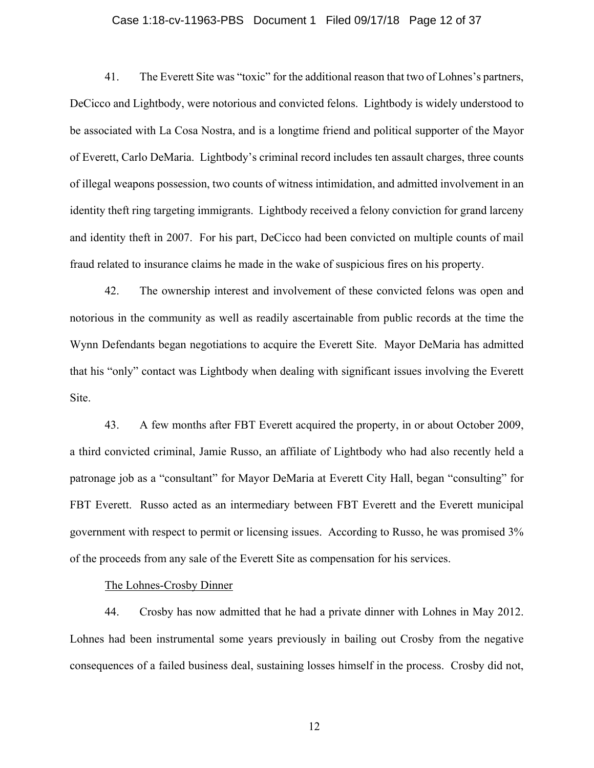41. The Everett Site was "toxic" for the additional reason that two of Lohnes's partners, DeCicco and Lightbody, were notorious and convicted felons. Lightbody is widely understood to be associated with La Cosa Nostra, and is a longtime friend and political supporter of the Mayor of Everett, Carlo DeMaria. Lightbody's criminal record includes ten assault charges, three counts of illegal weapons possession, two counts of witness intimidation, and admitted involvement in an identity theft ring targeting immigrants. Lightbody received a felony conviction for grand larceny and identity theft in 2007. For his part, DeCicco had been convicted on multiple counts of mail fraud related to insurance claims he made in the wake of suspicious fires on his property.

42. The ownership interest and involvement of these convicted felons was open and notorious in the community as well as readily ascertainable from public records at the time the Wynn Defendants began negotiations to acquire the Everett Site. Mayor DeMaria has admitted that his "only" contact was Lightbody when dealing with significant issues involving the Everett Site.

43. A few months after FBT Everett acquired the property, in or about October 2009, a third convicted criminal, Jamie Russo, an affiliate of Lightbody who had also recently held a patronage job as a "consultant" for Mayor DeMaria at Everett City Hall, began "consulting" for FBT Everett. Russo acted as an intermediary between FBT Everett and the Everett municipal government with respect to permit or licensing issues. According to Russo, he was promised 3% of the proceeds from any sale of the Everett Site as compensation for his services.

<u>The Lohnes-Crosby Dinner</u>

44. Crosby has now admitted that he had a private dinner with Lohnes in May 2012. Lohnes had been instrumental some years previously in bailing out Crosby from the negative consequences of a failed business deal, sustaining losses himself in the process. Crosby did not,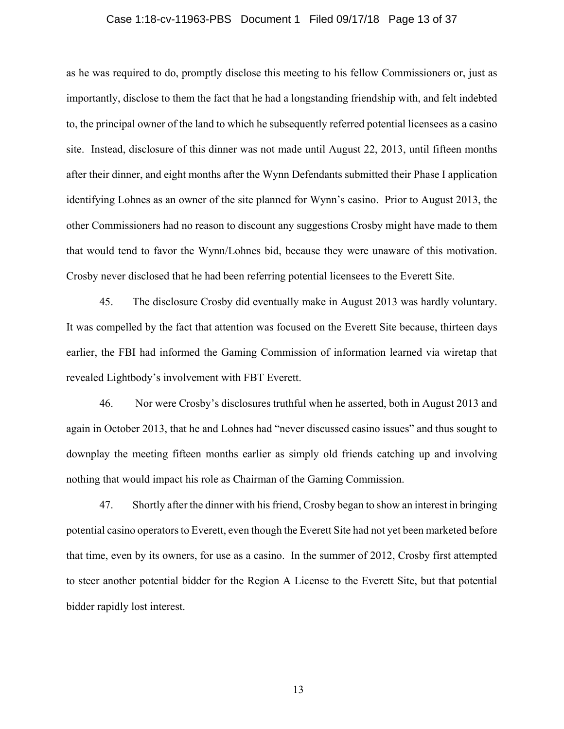as he was required to do, promptly disclose this meeting to his fellow Commissioners or, just as importantly, disclose to them the fact that he had a longstanding friendship with, and felt indebted to, the principal owner of the land to which he subsequently referred potential licensees as a casino site. Instead, disclosure of this dinner was not made until August 22, 2013, until fifteen months after their dinner, and eight months after the Wynn Defendants submitted their Phase I application identifying Lohnes as an owner of the site planned for Wynn's casino. Prior to August 2013, the other Commissioners had no reason to discount any suggestions Crosby might have made to them that would tend to favor the Wynn/Lohnes bid, because they were unaware of this motivation. Crosby never disclosed that he had been referring potential licensees to the Everett Site.

45. The disclosure Crosby did eventually make in August 2013 was hardly voluntary. It was compelled by the fact that attention was focused on the Everett Site because, thirteen days earlier, the FBI had informed the Gaming Commission of information learned via wiretap that revealed Lightbody's involvement with FBT Everett.

46. Nor were Crosby's disclosures truthful when he asserted, both in August 2013 and again in October 2013, that he and Lohnes had "never discussed casino issues" and thus sought to downplay the meeting fifteen months earlier as simply old friends catching up and involving nothing that would impact his role as Chairman of the Gaming Commission.

47. Shortly after the dinner with his friend, Crosby began to show an interest in bringing potential casino operators to Everett, even though the Everett Site had not yet been marketed before that time, even by its owners, for use as a casino. In the summer of 2012, Crosby first attempted to steer another potential bidder for the Region A License to the Everett Site, but that potential bidder rapidly lost interest.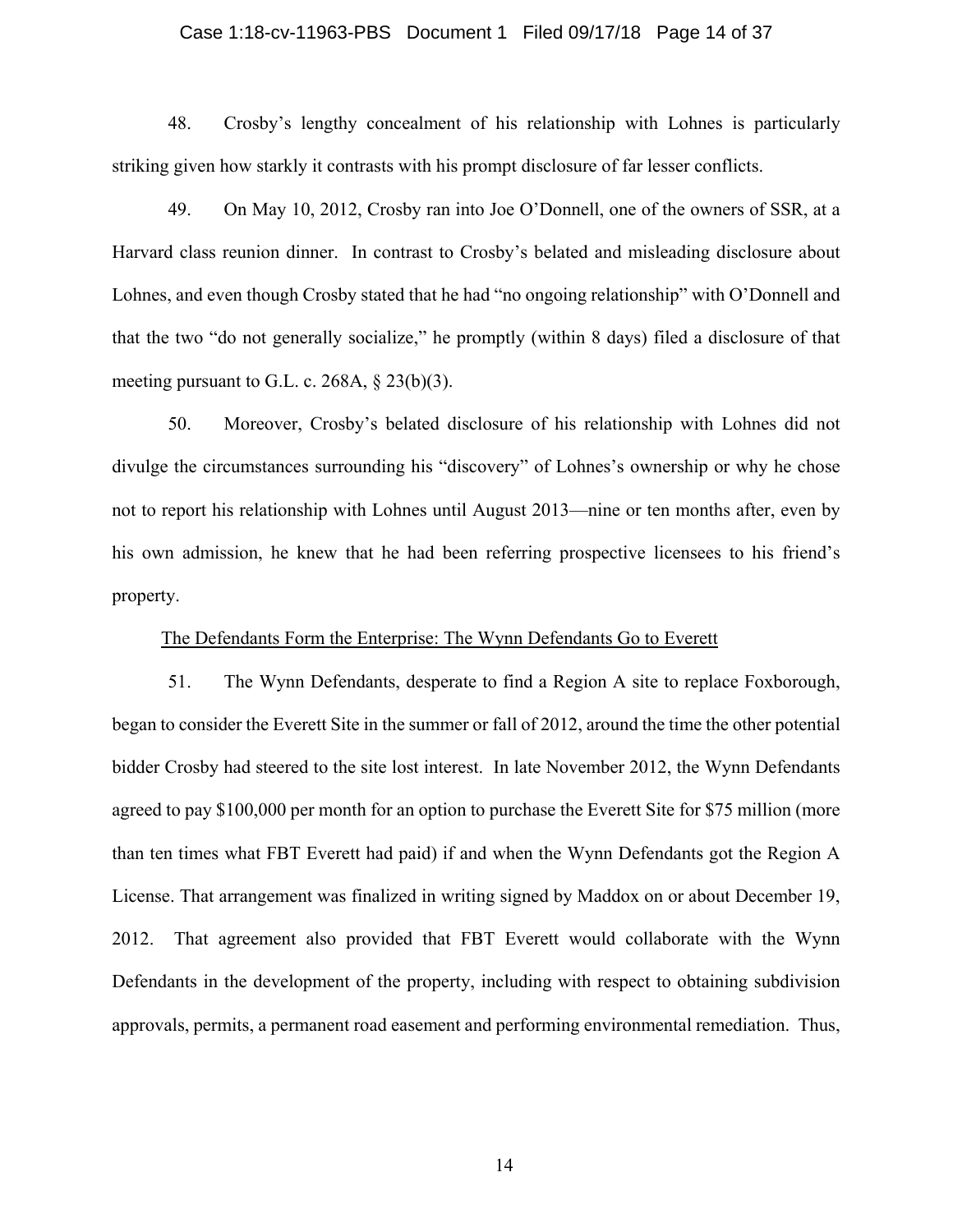48. Crosby's lengthy concealment of his relationship with Lohnes is particularly striking given how starkly it contrasts with his prompt disclosure of far lesser conflicts.

49. On May 10, 2012, Crosby ran into Joe O'Donnell, one of the owners of SSR, at a Harvard class reunion dinner. In contrast to Crosby's belated and misleading disclosure about Lohnes, and even though Crosby stated that he had "no ongoing relationship" with O'Donnell and that the two "do not generally socialize," he promptly (within 8 days) filed a disclosure of that meeting pursuant to G.L. c. 268A, § 23(b)(3).

50. Moreover, Crosby's belated disclosure of his relationship with Lohnes did not divulge the circumstances surrounding his "discovery" of Lohnes's ownership or why he chose not to report his relationship with Lohnes until August 2013—nine or ten months after, even by his own admission, he knew that he had been referring prospective licensees to his friend's property.

<u>The Defendants Form the Enterprise: The Wynn Defendants Go to Everett</u>

51. The Wynn Defendants, desperate to find a Region A site to replace Foxborough, began to consider the Everett Site in the summer or fall of 2012, around the time the other potential bidder Crosby had steered to the site lost interest. In late November 2012, the Wynn Defendants agreed to pay $100,000 per month for an option to purchase the Everett Site for $75 million (more than ten times what FBT Everett had paid) if and when the Wynn Defendants got the Region A License. That arrangement was finalized in writing signed by Maddox on or about December 19, 2012. That agreement also provided that FBT Everett would collaborate with the Wynn Defendants in the development of the property, including with respect to obtaining subdivision approvals, permits, a permanent road easement and performing environmental remediation. Thus,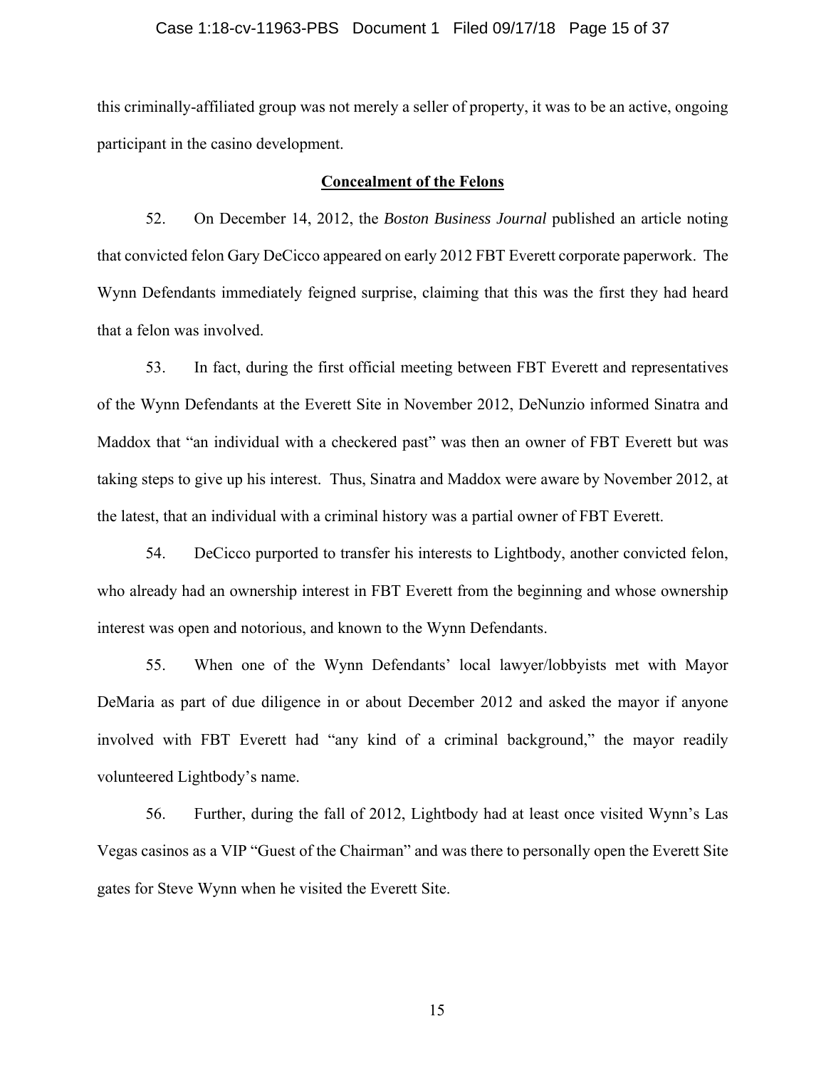this criminally-affiliated group was not merely a seller of property, it was to be an active, ongoing participant in the casino development.

## **Concealment of the Felons**

52. On December 14, 2012, the *Boston Business Journal* published an article noting that convicted felon Gary DeCicco appeared on early 2012 FBT Everett corporate paperwork. The Wynn Defendants immediately feigned surprise, claiming that this was the first they had heard that a felon was involved.

53. In fact, during the first official meeting between FBT Everett and representatives of the Wynn Defendants at the Everett Site in November 2012, DeNunzio informed Sinatra and Maddox that "an individual with a checkered past" was then an owner of FBT Everett but was taking steps to give up his interest. Thus, Sinatra and Maddox were aware by November 2012, at the latest, that an individual with a criminal history was a partial owner of FBT Everett.

54. DeCicco purported to transfer his interests to Lightbody, another convicted felon, who already had an ownership interest in FBT Everett from the beginning and whose ownership interest was open and notorious, and known to the Wynn Defendants.

55. When one of the Wynn Defendants' local lawyer/lobbyists met with Mayor DeMaria as part of due diligence in or about December 2012 and asked the mayor if anyone involved with FBT Everett had "any kind of a criminal background," the mayor readily volunteered Lightbody's name.

56. Further, during the fall of 2012, Lightbody had at least once visited Wynn's Las Vegas casinos as a VIP "Guest of the Chairman" and was there to personally open the Everett Site gates for Steve Wynn when he visited the Everett Site.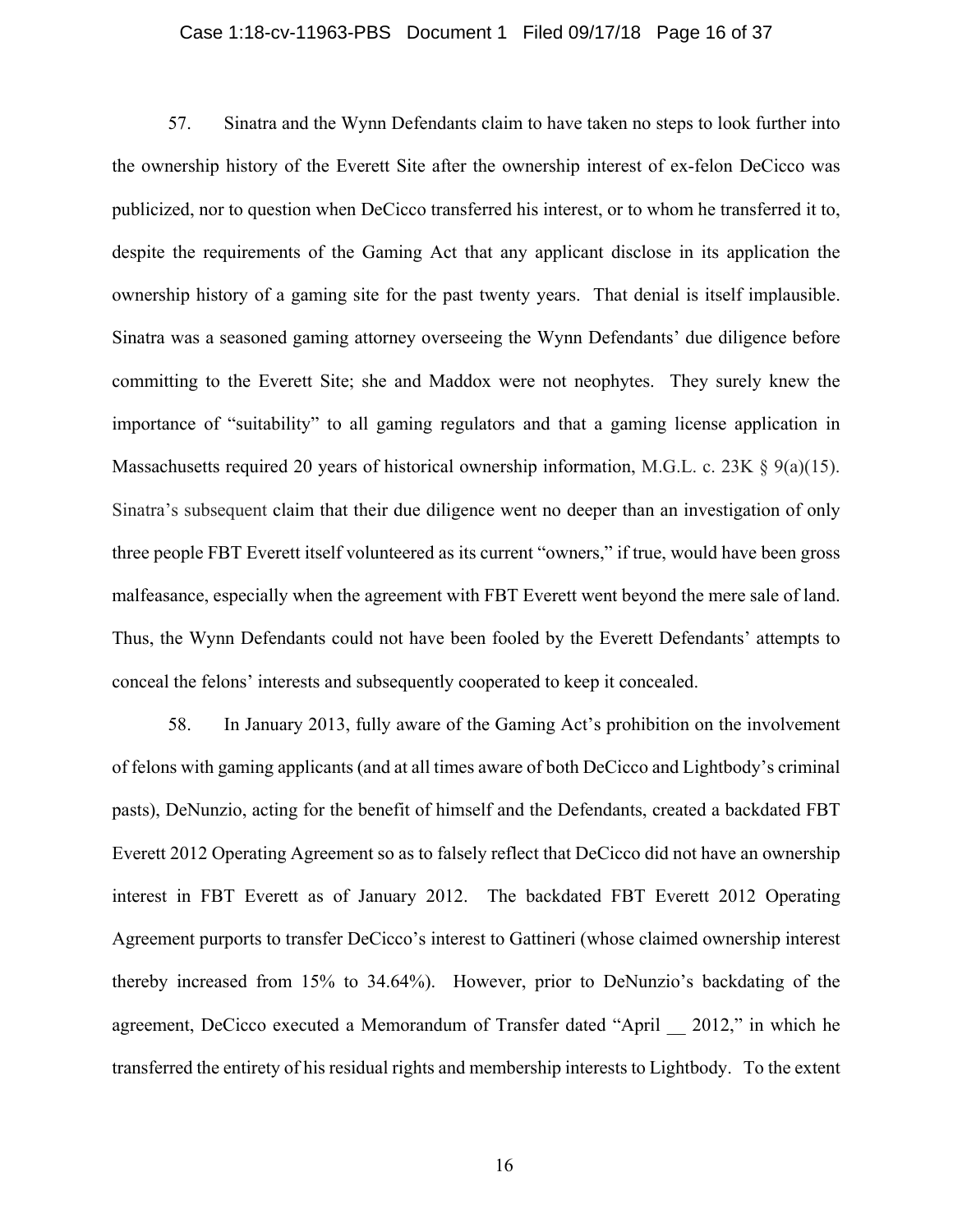57. Sinatra and the Wynn Defendants claim to have taken no steps to look further into the ownership history of the Everett Site after the ownership interest of ex-felon DeCicco was publicized, nor to question when DeCicco transferred his interest, or to whom he transferred it to, despite the requirements of the Gaming Act that any applicant disclose in its application the ownership history of a gaming site for the past twenty years. That denial is itself implausible. Sinatra was a seasoned gaming attorney overseeing the Wynn Defendants' due diligence before committing to the Everett Site; she and Maddox were not neophytes. They surely knew the importance of "suitability" to all gaming regulators and that a gaming license application in Massachusetts required 20 years of historical ownership information, M.G.L. c. 23K § 9(a)(15). Sinatra's subsequent claim that their due diligence went no deeper than an investigation of only three people FBT Everett itself volunteered as its current "owners," if true, would have been gross malfeasance, especially when the agreement with FBT Everett went beyond the mere sale of land. Thus, the Wynn Defendants could not have been fooled by the Everett Defendants' attempts to conceal the felons' interests and subsequently cooperated to keep it concealed.

58. In January 2013, fully aware of the Gaming Act's prohibition on the involvement of felons with gaming applicants (and at all times aware of both DeCicco and Lightbody's criminal pasts), DeNunzio, acting for the benefit of himself and the Defendants, created a backdated FBT Everett 2012 Operating Agreement so as to falsely reflect that DeCicco did not have an ownership interest in FBT Everett as of January 2012. The backdated FBT Everett 2012 Operating Agreement purports to transfer DeCicco's interest to Gattineri (whose claimed ownership interest thereby increased from 15% to 34.64%). However, prior to DeNunzio's backdating of the agreement, DeCicco executed a Memorandum of Transfer dated "April __ 2012," in which he transferred the entirety of his residual rights and membership interests to Lightbody. To the extent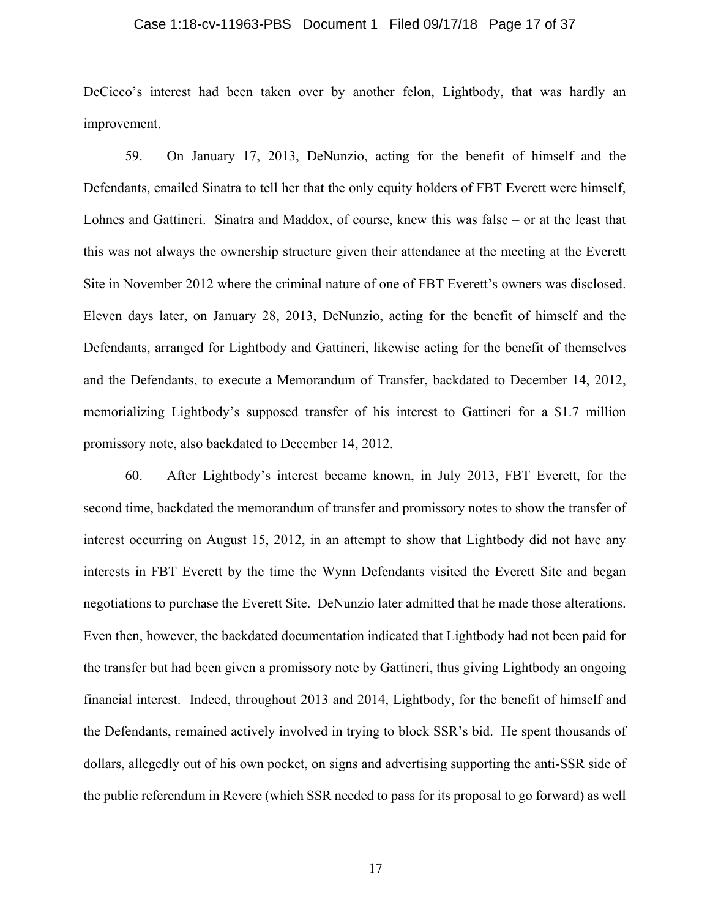DeCicco's interest had been taken over by another felon, Lightbody, that was hardly an improvement.

59. On January 17, 2013, DeNunzio, acting for the benefit of himself and the Defendants, emailed Sinatra to tell her that the only equity holders of FBT Everett were himself, Lohnes and Gattineri. Sinatra and Maddox, of course, knew this was false – or at the least that this was not always the ownership structure given their attendance at the meeting at the Everett Site in November 2012 where the criminal nature of one of FBT Everett's owners was disclosed. Eleven days later, on January 28, 2013, DeNunzio, acting for the benefit of himself and the Defendants, arranged for Lightbody and Gattineri, likewise acting for the benefit of themselves and the Defendants, to execute a Memorandum of Transfer, backdated to December 14, 2012, memorializing Lightbody's supposed transfer of his interest to Gattineri for a $1.7 million promissory note, also backdated to December 14, 2012.

60. After Lightbody's interest became known, in July 2013, FBT Everett, for the second time, backdated the memorandum of transfer and promissory notes to show the transfer of interest occurring on August 15, 2012, in an attempt to show that Lightbody did not have any interests in FBT Everett by the time the Wynn Defendants visited the Everett Site and began negotiations to purchase the Everett Site. DeNunzio later admitted that he made those alterations. Even then, however, the backdated documentation indicated that Lightbody had not been paid for the transfer but had been given a promissory note by Gattineri, thus giving Lightbody an ongoing financial interest. Indeed, throughout 2013 and 2014, Lightbody, for the benefit of himself and the Defendants, remained actively involved in trying to block SSR's bid. He spent thousands of dollars, allegedly out of his own pocket, on signs and advertising supporting the anti-SSR side of the public referendum in Revere (which SSR needed to pass for its proposal to go forward) as well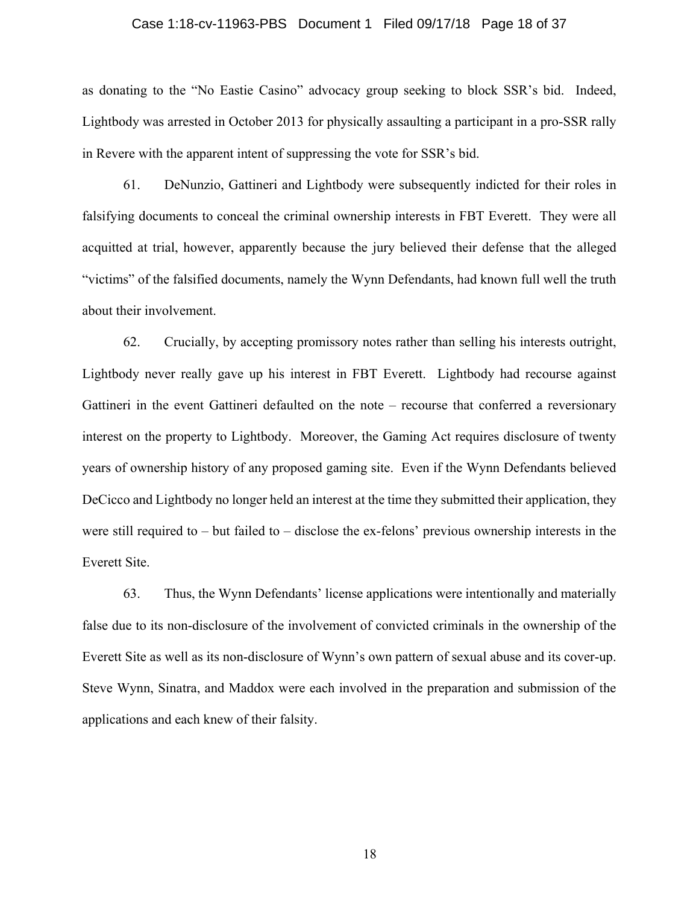as donating to the "No Eastie Casino" advocacy group seeking to block SSR's bid. Indeed, Lightbody was arrested in October 2013 for physically assaulting a participant in a pro-SSR rally in Revere with the apparent intent of suppressing the vote for SSR's bid.

61. DeNunzio, Gattineri and Lightbody were subsequently indicted for their roles in falsifying documents to conceal the criminal ownership interests in FBT Everett. They were all acquitted at trial, however, apparently because the jury believed their defense that the alleged "victims" of the falsified documents, namely the Wynn Defendants, had known full well the truth about their involvement.

62. Crucially, by accepting promissory notes rather than selling his interests outright, Lightbody never really gave up his interest in FBT Everett. Lightbody had recourse against Gattineri in the event Gattineri defaulted on the note – recourse that conferred a reversionary interest on the property to Lightbody. Moreover, the Gaming Act requires disclosure of twenty years of ownership history of any proposed gaming site. Even if the Wynn Defendants believed DeCicco and Lightbody no longer held an interest at the time they submitted their application, they were still required to – but failed to – disclose the ex-felons' previous ownership interests in the Everett Site.

63. Thus, the Wynn Defendants' license applications were intentionally and materially false due to its non-disclosure of the involvement of convicted criminals in the ownership of the Everett Site as well as its non-disclosure of Wynn's own pattern of sexual abuse and its cover-up. Steve Wynn, Sinatra, and Maddox were each involved in the preparation and submission of the applications and each knew of their falsity.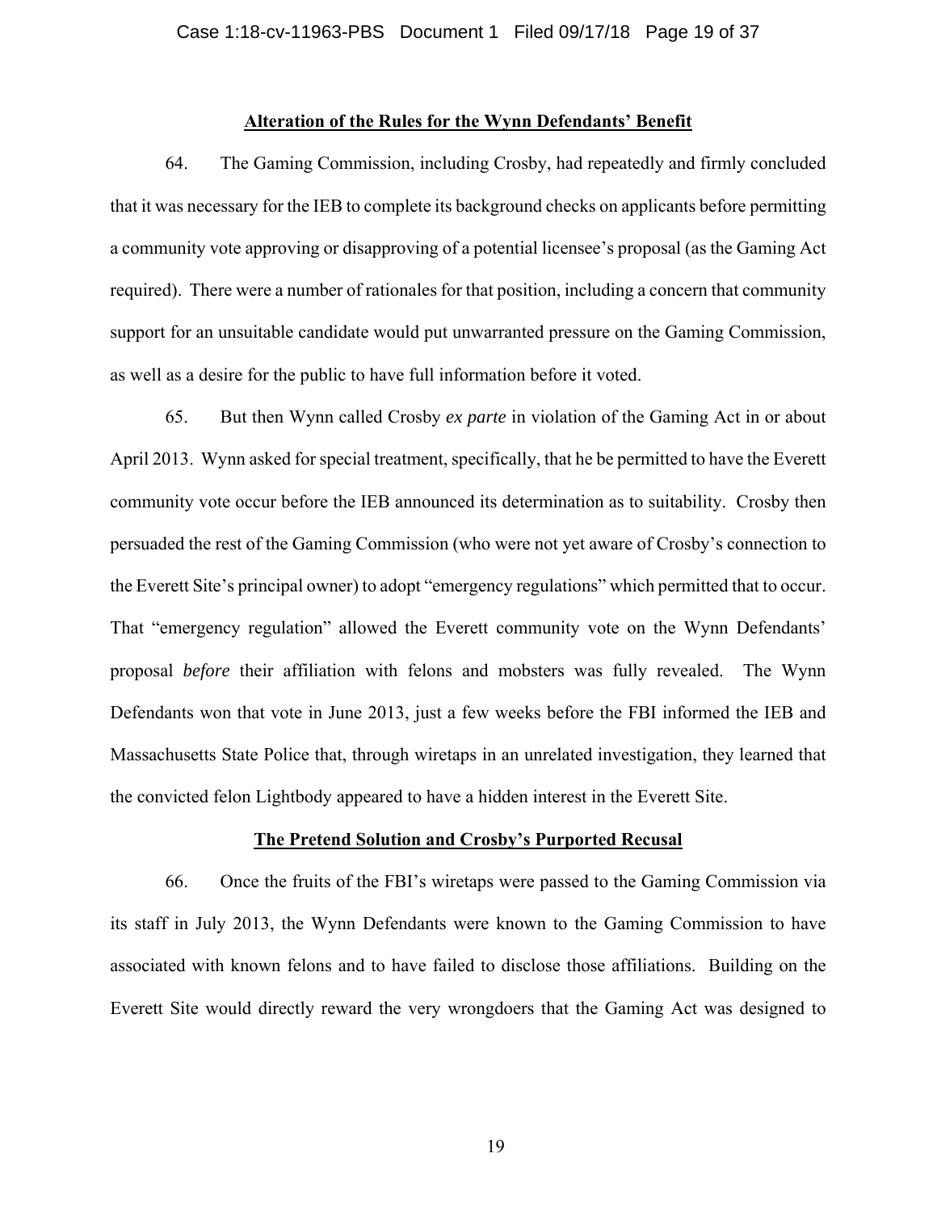**Alteration of the Rules for the Wynn Defendants' Benefit**

64. The Gaming Commission, including Crosby, had repeatedly and firmly concluded that it was necessary for the IEB to complete its background checks on applicants before permitting a community vote approving or disapproving of a potential licensee's proposal (as the Gaming Act required). There were a number of rationales for that position, including a concern that community support for an unsuitable candidate would put unwarranted pressure on the Gaming Commission, as well as a desire for the public to have full information before it voted.

65. But then Wynn called Crosby *ex parte* in violation of the Gaming Act in or about April 2013. Wynn asked for special treatment, specifically, that he be permitted to have the Everett community vote occur before the IEB announced its determination as to suitability. Crosby then persuaded the rest of the Gaming Commission (who were not yet aware of Crosby's connection to the Everett Site's principal owner) to adopt "emergency regulations" which permitted that to occur. That "emergency regulation" allowed the Everett community vote on the Wynn Defendants' proposal *before* their affiliation with felons and mobsters was fully revealed. The Wynn Defendants won that vote in June 2013, just a few weeks before the FBI informed the IEB and Massachusetts State Police that, through wiretaps in an unrelated investigation, they learned that the convicted felon Lightbody appeared to have a hidden interest in the Everett Site.

**The Pretend Solution and Crosby's Purported Recusal**

66. Once the fruits of the FBI's wiretaps were passed to the Gaming Commission via its staff in July 2013, the Wynn Defendants were known to the Gaming Commission to have associated with known felons and to have failed to disclose those affiliations. Building on the Everett Site would directly reward the very wrongdoers that the Gaming Act was designed to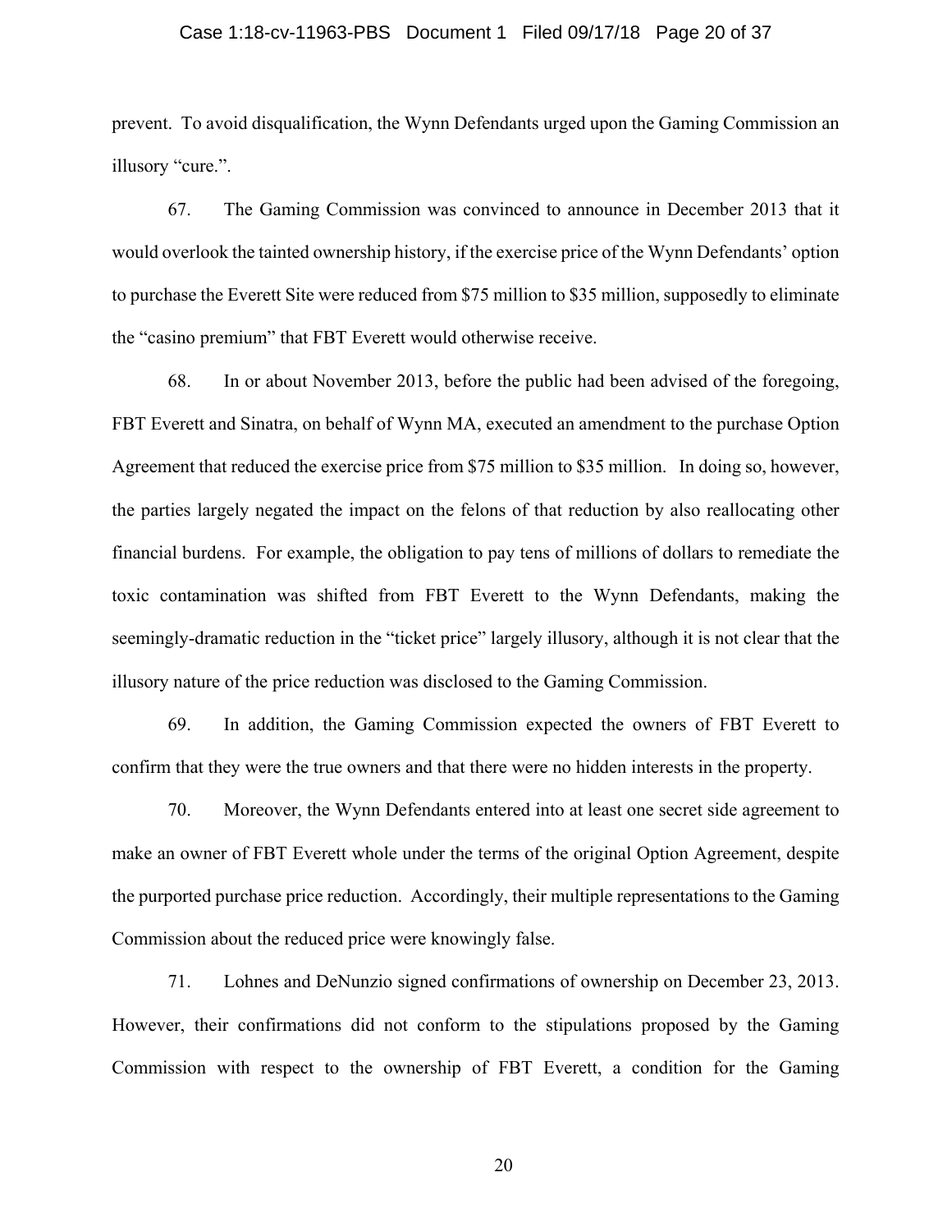prevent. To avoid disqualification, the Wynn Defendants urged upon the Gaming Commission an illusory "cure.".

67. The Gaming Commission was convinced to announce in December 2013 that it would overlook the tainted ownership history, if the exercise price of the Wynn Defendants' option to purchase the Everett Site were reduced from $75 million to $35 million, supposedly to eliminate the "casino premium" that FBT Everett would otherwise receive.

68. In or about November 2013, before the public had been advised of the foregoing, FBT Everett and Sinatra, on behalf of Wynn MA, executed an amendment to the purchase Option Agreement that reduced the exercise price from $75 million to $35 million. In doing so, however, the parties largely negated the impact on the felons of that reduction by also reallocating other financial burdens. For example, the obligation to pay tens of millions of dollars to remediate the toxic contamination was shifted from FBT Everett to the Wynn Defendants, making the seemingly-dramatic reduction in the "ticket price" largely illusory, although it is not clear that the illusory nature of the price reduction was disclosed to the Gaming Commission.

69. In addition, the Gaming Commission expected the owners of FBT Everett to confirm that they were the true owners and that there were no hidden interests in the property.

70. Moreover, the Wynn Defendants entered into at least one secret side agreement to make an owner of FBT Everett whole under the terms of the original Option Agreement, despite the purported purchase price reduction. Accordingly, their multiple representations to the Gaming Commission about the reduced price were knowingly false.

71. Lohnes and DeNunzio signed confirmations of ownership on December 23, 2013. However, their confirmations did not conform to the stipulations proposed by the Gaming Commission with respect to the ownership of FBT Everett, a condition for the Gaming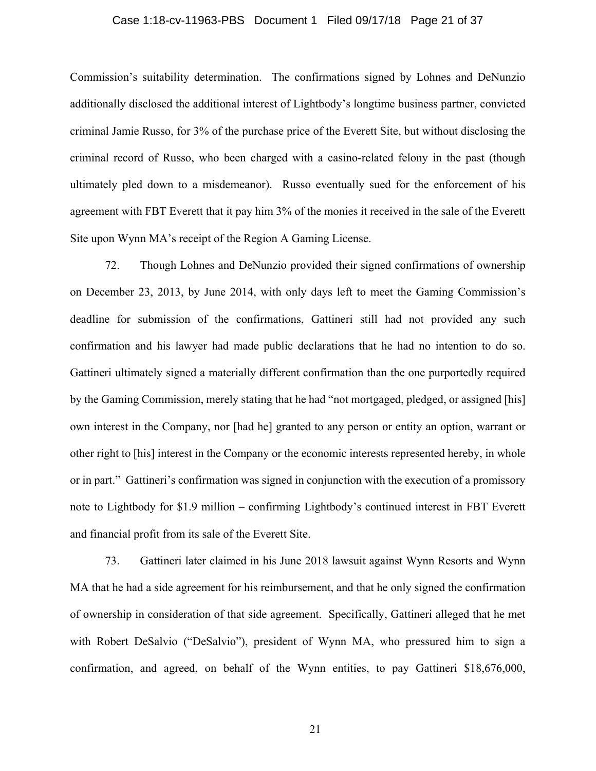Commission's suitability determination. The confirmations signed by Lohnes and DeNunzio additionally disclosed the additional interest of Lightbody's longtime business partner, convicted criminal Jamie Russo, for 3% of the purchase price of the Everett Site, but without disclosing the criminal record of Russo, who been charged with a casino-related felony in the past (though ultimately pled down to a misdemeanor). Russo eventually sued for the enforcement of his agreement with FBT Everett that it pay him 3% of the monies it received in the sale of the Everett Site upon Wynn MA's receipt of the Region A Gaming License.

72. Though Lohnes and DeNunzio provided their signed confirmations of ownership on December 23, 2013, by June 2014, with only days left to meet the Gaming Commission's deadline for submission of the confirmations, Gattineri still had not provided any such confirmation and his lawyer had made public declarations that he had no intention to do so. Gattineri ultimately signed a materially different confirmation than the one purportedly required by the Gaming Commission, merely stating that he had "not mortgaged, pledged, or assigned [his] own interest in the Company, nor [had he] granted to any person or entity an option, warrant or other right to [his] interest in the Company or the economic interests represented hereby, in whole or in part." Gattineri's confirmation was signed in conjunction with the execution of a promissory note to Lightbody for $1.9 million – confirming Lightbody's continued interest in FBT Everett and financial profit from its sale of the Everett Site.

73. Gattineri later claimed in his June 2018 lawsuit against Wynn Resorts and Wynn MA that he had a side agreement for his reimbursement, and that he only signed the confirmation of ownership in consideration of that side agreement. Specifically, Gattineri alleged that he met with Robert DeSalvio ("DeSalvio"), president of Wynn MA, who pressured him to sign a confirmation, and agreed, on behalf of the Wynn entities, to pay Gattineri $18,676,000,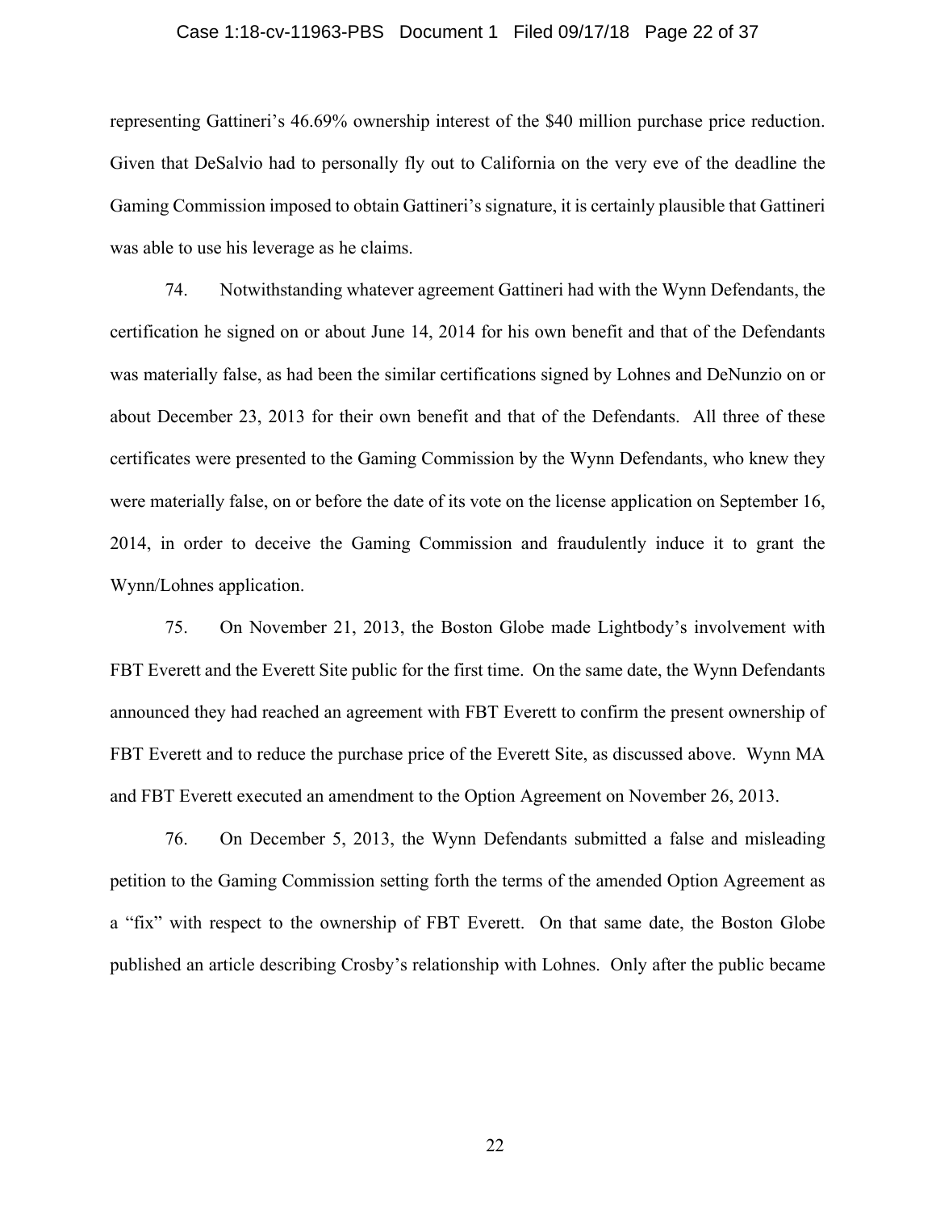representing Gattineri's 46.69% ownership interest of the $40 million purchase price reduction. Given that DeSalvio had to personally fly out to California on the very eve of the deadline the Gaming Commission imposed to obtain Gattineri's signature, it is certainly plausible that Gattineri was able to use his leverage as he claims.

74. Notwithstanding whatever agreement Gattineri had with the Wynn Defendants, the certification he signed on or about June 14, 2014 for his own benefit and that of the Defendants was materially false, as had been the similar certifications signed by Lohnes and DeNunzio on or about December 23, 2013 for their own benefit and that of the Defendants. All three of these certificates were presented to the Gaming Commission by the Wynn Defendants, who knew they were materially false, on or before the date of its vote on the license application on September 16, 2014, in order to deceive the Gaming Commission and fraudulently induce it to grant the Wynn/Lohnes application.

75. On November 21, 2013, the Boston Globe made Lightbody's involvement with FBT Everett and the Everett Site public for the first time. On the same date, the Wynn Defendants announced they had reached an agreement with FBT Everett to confirm the present ownership of FBT Everett and to reduce the purchase price of the Everett Site, as discussed above. Wynn MA and FBT Everett executed an amendment to the Option Agreement on November 26, 2013.

76. On December 5, 2013, the Wynn Defendants submitted a false and misleading petition to the Gaming Commission setting forth the terms of the amended Option Agreement as a "fix" with respect to the ownership of FBT Everett. On that same date, the Boston Globe published an article describing Crosby's relationship with Lohnes. Only after the public became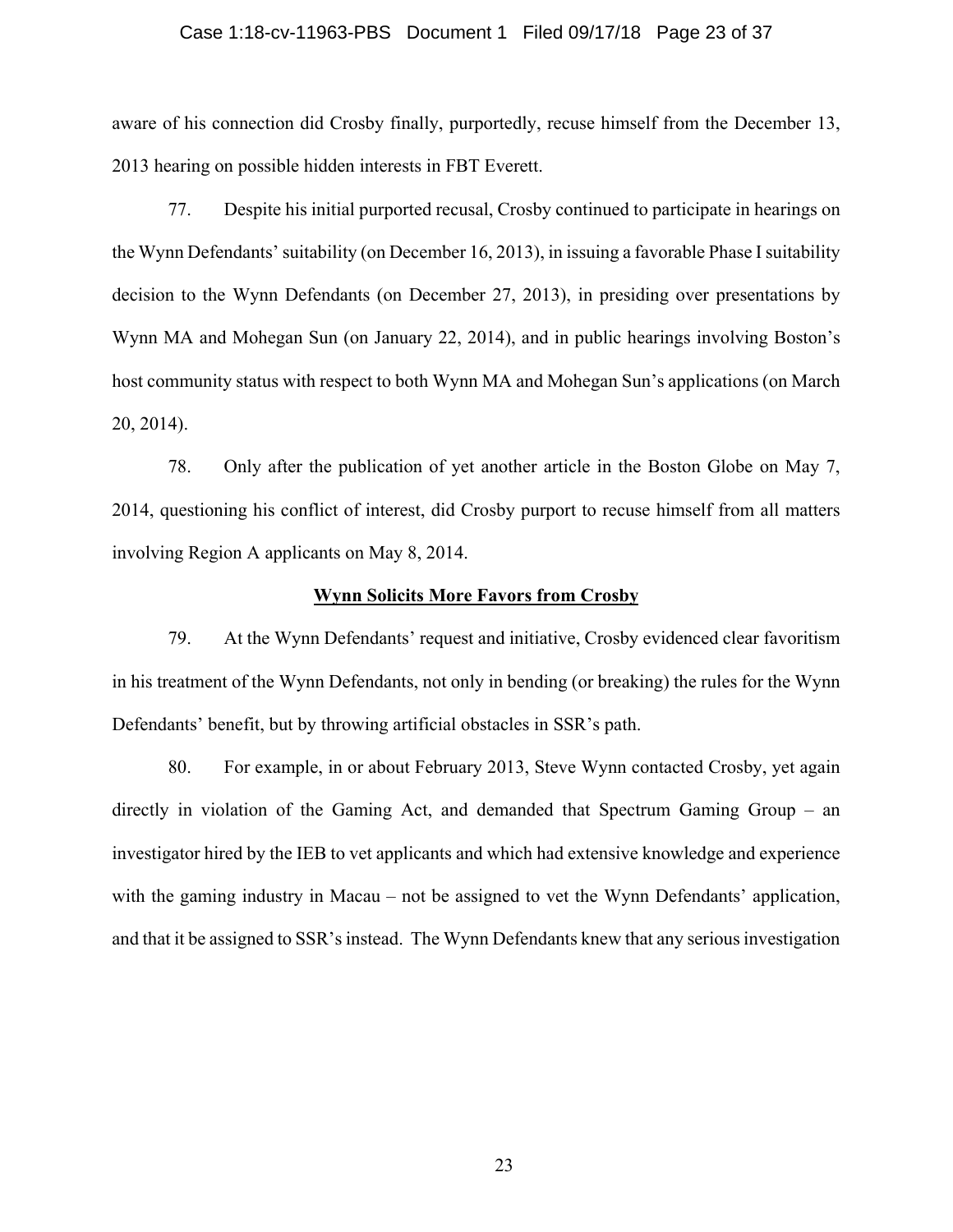aware of his connection did Crosby finally, purportedly, recuse himself from the December 13, 2013 hearing on possible hidden interests in FBT Everett.

77. Despite his initial purported recusal, Crosby continued to participate in hearings on the Wynn Defendants' suitability (on December 16, 2013), in issuing a favorable Phase I suitability decision to the Wynn Defendants (on December 27, 2013), in presiding over presentations by Wynn MA and Mohegan Sun (on January 22, 2014), and in public hearings involving Boston's host community status with respect to both Wynn MA and Mohegan Sun's applications (on March 20, 2014).

78. Only after the publication of yet another article in the Boston Globe on May 7, 2014, questioning his conflict of interest, did Crosby purport to recuse himself from all matters involving Region A applicants on May 8, 2014.

**Wynn Solicits More Favors from Crosby**

79. At the Wynn Defendants' request and initiative, Crosby evidenced clear favoritism in his treatment of the Wynn Defendants, not only in bending (or breaking) the rules for the Wynn Defendants' benefit, but by throwing artificial obstacles in SSR's path.

80. For example, in or about February 2013, Steve Wynn contacted Crosby, yet again directly in violation of the Gaming Act, and demanded that Spectrum Gaming Group – an investigator hired by the IEB to vet applicants and which had extensive knowledge and experience with the gaming industry in Macau – not be assigned to vet the Wynn Defendants' application, and that it be assigned to SSR's instead. The Wynn Defendants knew that any serious investigation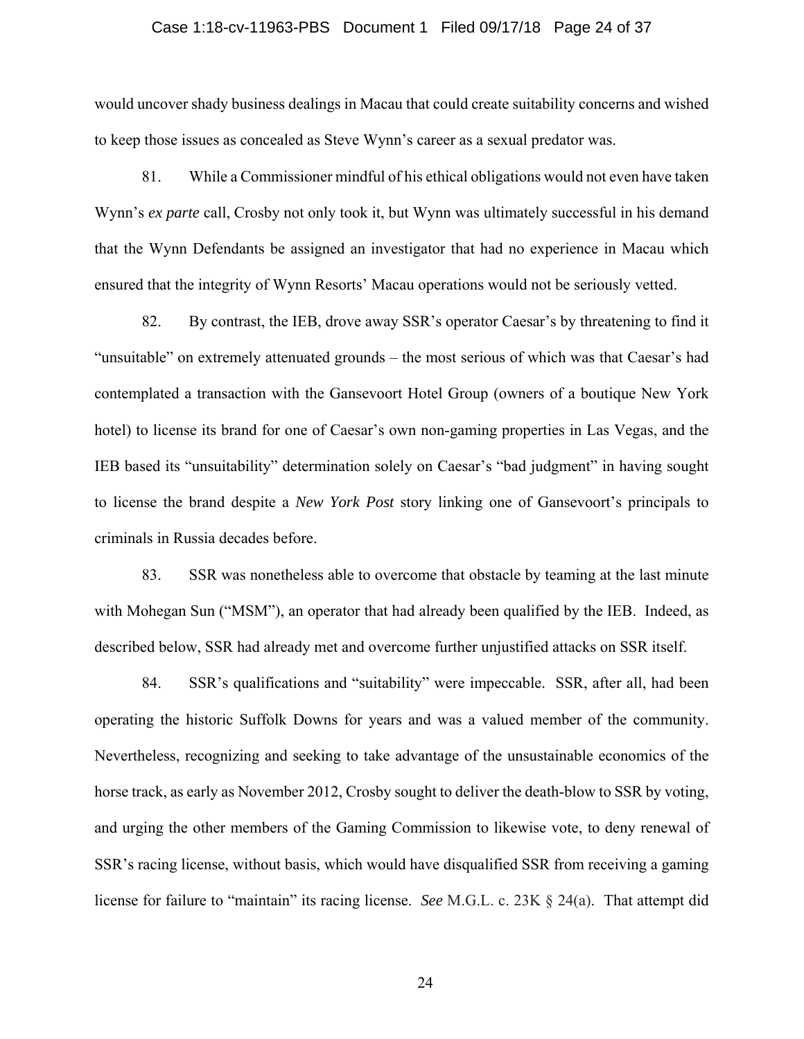would uncover shady business dealings in Macau that could create suitability concerns and wished to keep those issues as concealed as Steve Wynn's career as a sexual predator was.

81. While a Commissioner mindful of his ethical obligations would not even have taken Wynn's *ex parte* call, Crosby not only took it, but Wynn was ultimately successful in his demand that the Wynn Defendants be assigned an investigator that had no experience in Macau which ensured that the integrity of Wynn Resorts' Macau operations would not be seriously vetted.

82. By contrast, the IEB, drove away SSR's operator Caesar's by threatening to find it "unsuitable" on extremely attenuated grounds – the most serious of which was that Caesar's had contemplated a transaction with the Gansevoort Hotel Group (owners of a boutique New York hotel) to license its brand for one of Caesar's own non-gaming properties in Las Vegas, and the IEB based its "unsuitability" determination solely on Caesar's "bad judgment" in having sought to license the brand despite a *New York Post* story linking one of Gansevoort's principals to criminals in Russia decades before.

83. SSR was nonetheless able to overcome that obstacle by teaming at the last minute with Mohegan Sun ("MSM"), an operator that had already been qualified by the IEB. Indeed, as described below, SSR had already met and overcome further unjustified attacks on SSR itself.

84. SSR's qualifications and "suitability" were impeccable. SSR, after all, had been operating the historic Suffolk Downs for years and was a valued member of the community. Nevertheless, recognizing and seeking to take advantage of the unsustainable economics of the horse track, as early as November 2012, Crosby sought to deliver the death-blow to SSR by voting, and urging the other members of the Gaming Commission to likewise vote, to deny renewal of SSR's racing license, without basis, which would have disqualified SSR from receiving a gaming license for failure to "maintain" its racing license. *See* M.G.L. c. 23K § 24(a). That attempt did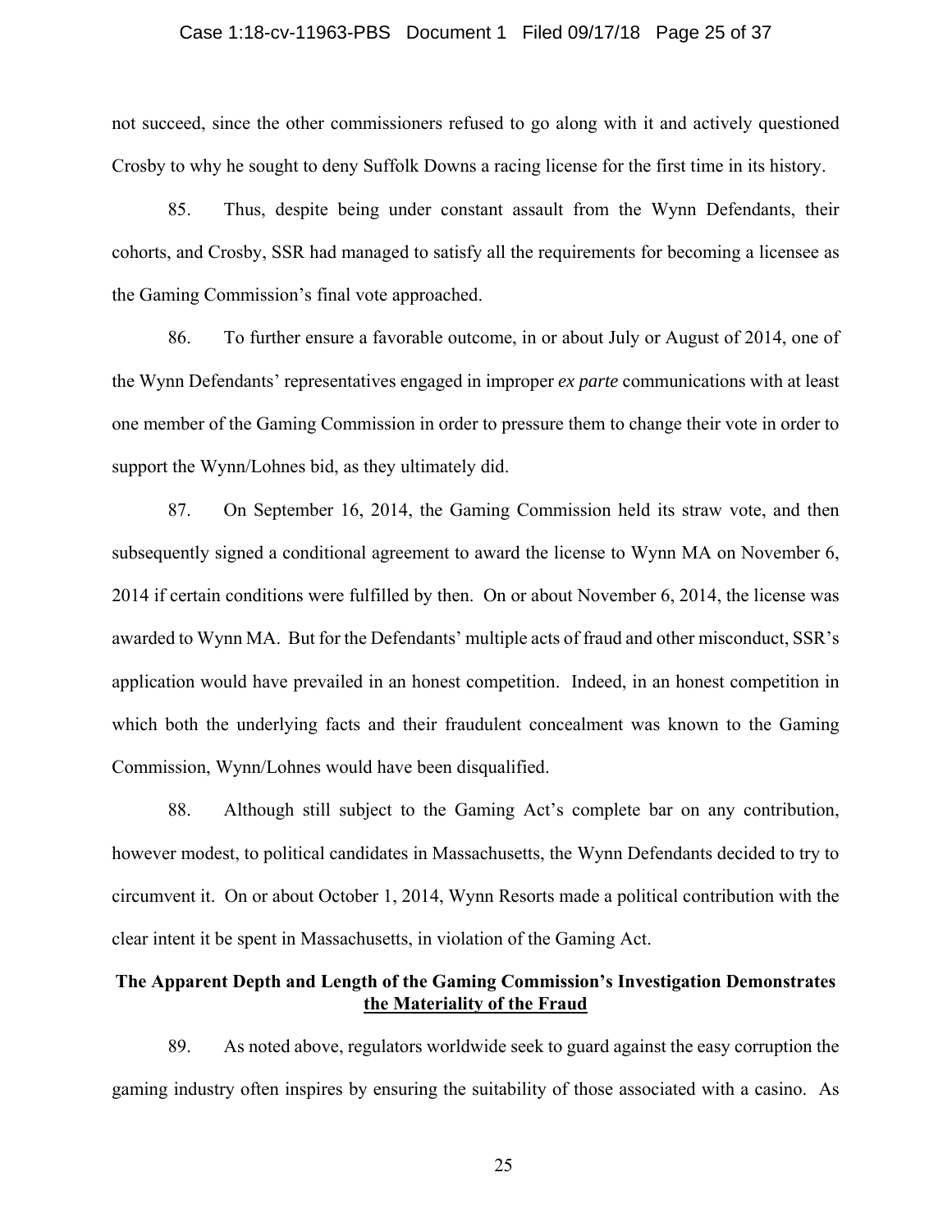not succeed, since the other commissioners refused to go along with it and actively questioned Crosby to why he sought to deny Suffolk Downs a racing license for the first time in its history.

85. Thus, despite being under constant assault from the Wynn Defendants, their cohorts, and Crosby, SSR had managed to satisfy all the requirements for becoming a licensee as the Gaming Commission's final vote approached.

86. To further ensure a favorable outcome, in or about July or August of 2014, one of the Wynn Defendants' representatives engaged in improper *ex parte* communications with at least one member of the Gaming Commission in order to pressure them to change their vote in order to support the Wynn/Lohnes bid, as they ultimately did.

87. On September 16, 2014, the Gaming Commission held its straw vote, and then subsequently signed a conditional agreement to award the license to Wynn MA on November 6, 2014 if certain conditions were fulfilled by then. On or about November 6, 2014, the license was awarded to Wynn MA. But for the Defendants' multiple acts of fraud and other misconduct, SSR's application would have prevailed in an honest competition. Indeed, in an honest competition in which both the underlying facts and their fraudulent concealment was known to the Gaming Commission, Wynn/Lohnes would have been disqualified.

88. Although still subject to the Gaming Act's complete bar on any contribution, however modest, to political candidates in Massachusetts, the Wynn Defendants decided to try to circumvent it. On or about October 1, 2014, Wynn Resorts made a political contribution with the clear intent it be spent in Massachusetts, in violation of the Gaming Act.

**The Apparent Depth and Length of the Gaming Commission's Investigation Demonstrates the Materiality of the Fraud**

89. As noted above, regulators worldwide seek to guard against the easy corruption the gaming industry often inspires by ensuring the suitability of those associated with a casino. As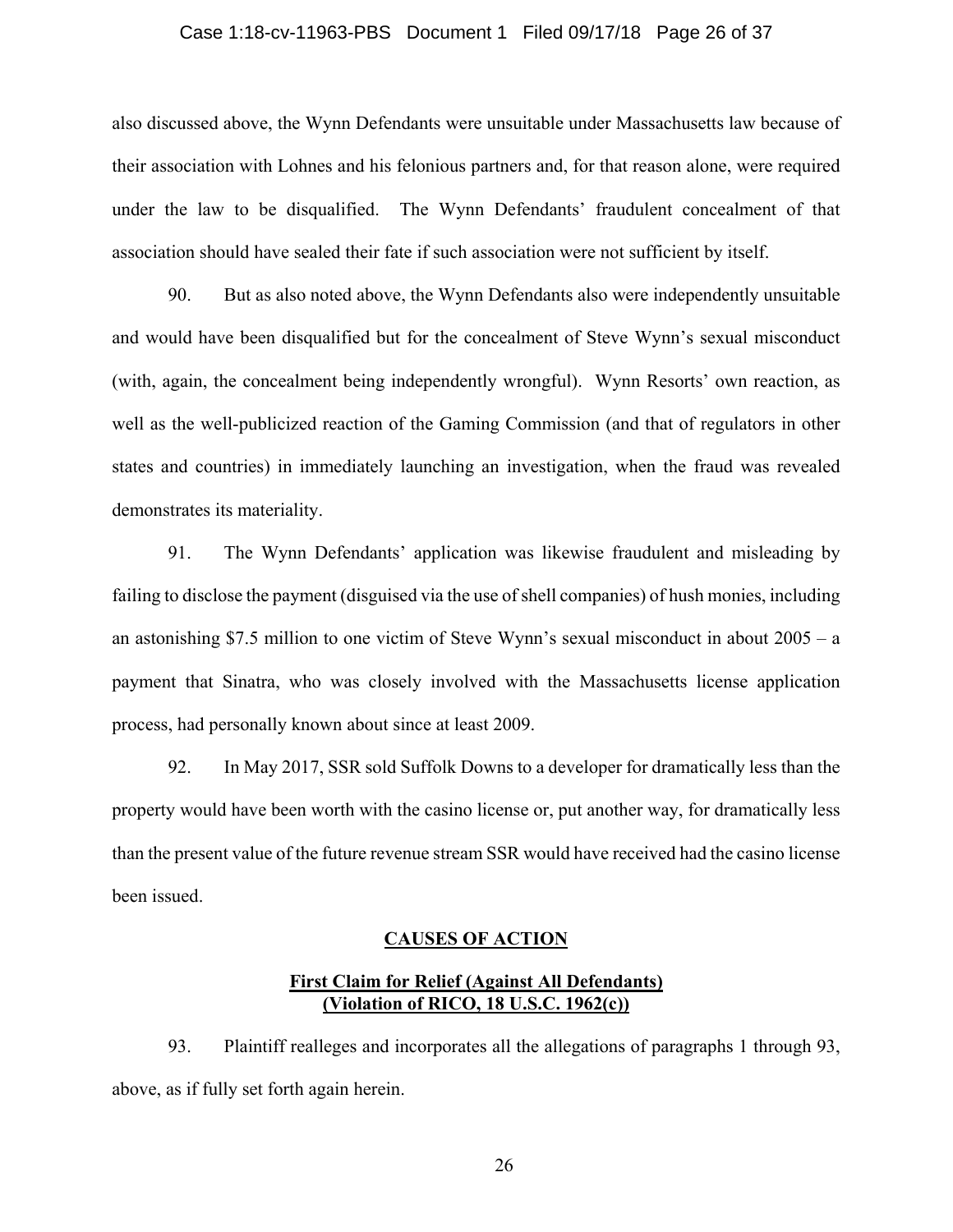also discussed above, the Wynn Defendants were unsuitable under Massachusetts law because of their association with Lohnes and his felonious partners and, for that reason alone, were required under the law to be disqualified. The Wynn Defendants' fraudulent concealment of that association should have sealed their fate if such association were not sufficient by itself.

90. But as also noted above, the Wynn Defendants also were independently unsuitable and would have been disqualified but for the concealment of Steve Wynn's sexual misconduct (with, again, the concealment being independently wrongful). Wynn Resorts' own reaction, as well as the well-publicized reaction of the Gaming Commission (and that of regulators in other states and countries) in immediately launching an investigation, when the fraud was revealed demonstrates its materiality.

91. The Wynn Defendants' application was likewise fraudulent and misleading by failing to disclose the payment (disguised via the use of shell companies) of hush monies, including an astonishing $7.5 million to one victim of Steve Wynn's sexual misconduct in about 2005 – a payment that Sinatra, who was closely involved with the Massachusetts license application process, had personally known about since at least 2009.

92. In May 2017, SSR sold Suffolk Downs to a developer for dramatically less than the property would have been worth with the casino license or, put another way, for dramatically less than the present value of the future revenue stream SSR would have received had the casino license been issued.

## CAUSES OF ACTION

### First Claim for Relief (Against All Defendants) (Violation of RICO, 18 U.S.C. 1962(c))

93. Plaintiff realleges and incorporates all the allegations of paragraphs 1 through 93, above, as if fully set forth again herein.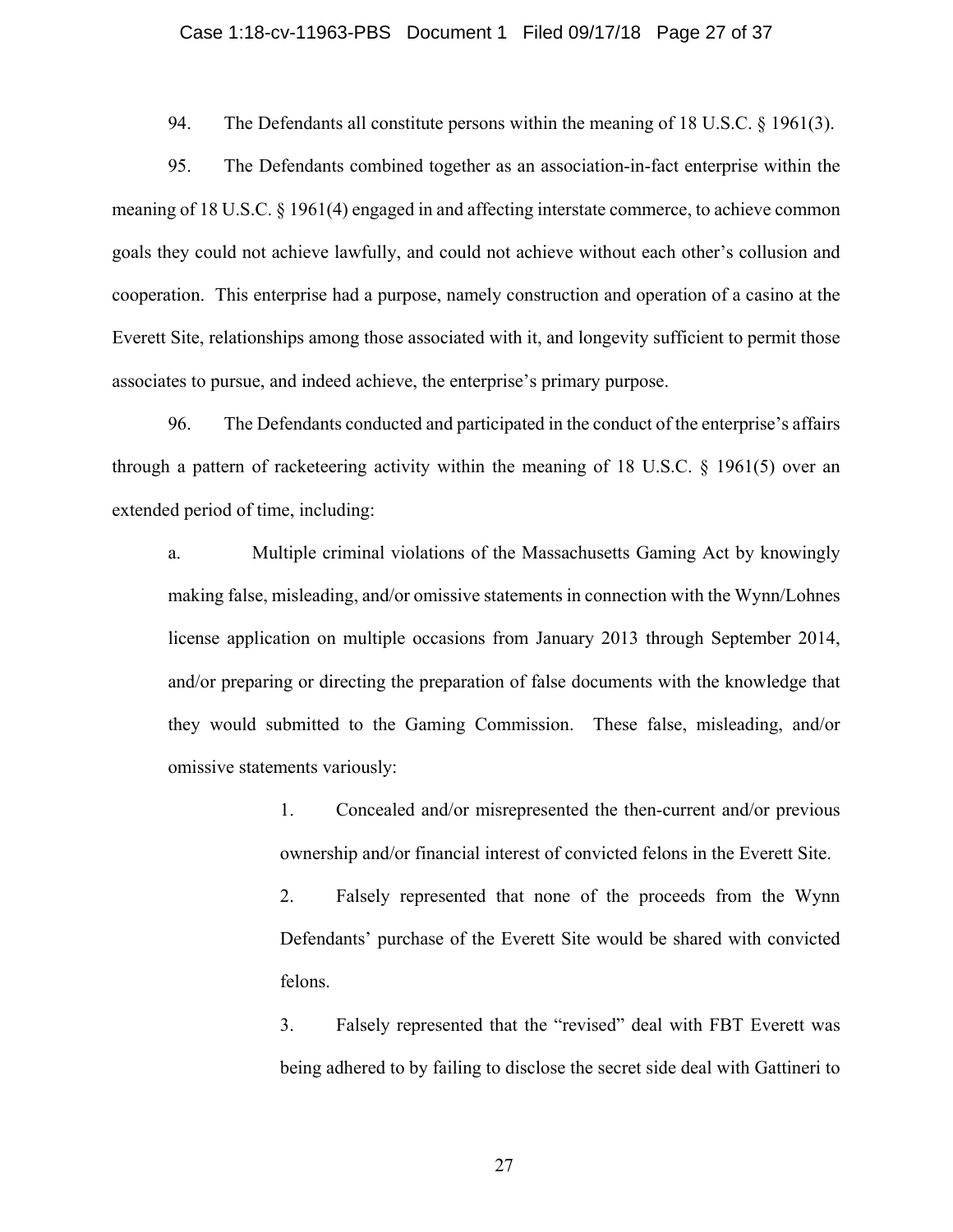94. The Defendants all constitute persons within the meaning of 18 U.S.C. § 1961(3).

95. The Defendants combined together as an association-in-fact enterprise within the meaning of 18 U.S.C. § 1961(4) engaged in and affecting interstate commerce, to achieve common goals they could not achieve lawfully, and could not achieve without each other's collusion and cooperation. This enterprise had a purpose, namely construction and operation of a casino at the Everett Site, relationships among those associated with it, and longevity sufficient to permit those associates to pursue, and indeed achieve, the enterprise's primary purpose.

96. The Defendants conducted and participated in the conduct of the enterprise's affairs through a pattern of racketeering activity within the meaning of 18 U.S.C. § 1961(5) over an extended period of time, including:

a. Multiple criminal violations of the Massachusetts Gaming Act by knowingly making false, misleading, and/or omissive statements in connection with the Wynn/Lohnes license application on multiple occasions from January 2013 through September 2014, and/or preparing or directing the preparation of false documents with the knowledge that they would submitted to the Gaming Commission. These false, misleading, and/or omissive statements variously:

1. Concealed and/or misrepresented the then-current and/or previous ownership and/or financial interest of convicted felons in the Everett Site.

2. Falsely represented that none of the proceeds from the Wynn Defendants' purchase of the Everett Site would be shared with convicted felons.

3. Falsely represented that the "revised" deal with FBT Everett was being adhered to by failing to disclose the secret side deal with Gattineri to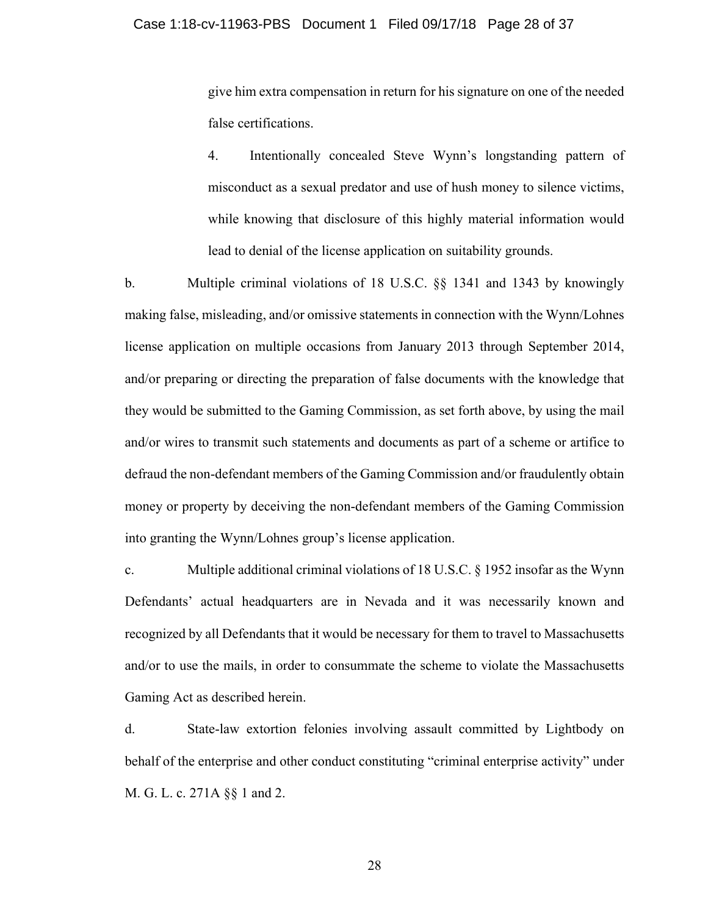give him extra compensation in return for his signature on one of the needed false certifications.

4. Intentionally concealed Steve Wynn's longstanding pattern of misconduct as a sexual predator and use of hush money to silence victims, while knowing that disclosure of this highly material information would lead to denial of the license application on suitability grounds.

b. Multiple criminal violations of 18 U.S.C. §§ 1341 and 1343 by knowingly making false, misleading, and/or omissive statements in connection with the Wynn/Lohnes license application on multiple occasions from January 2013 through September 2014, and/or preparing or directing the preparation of false documents with the knowledge that they would be submitted to the Gaming Commission, as set forth above, by using the mail and/or wires to transmit such statements and documents as part of a scheme or artifice to defraud the non-defendant members of the Gaming Commission and/or fraudulently obtain money or property by deceiving the non-defendant members of the Gaming Commission into granting the Wynn/Lohnes group's license application.

c. Multiple additional criminal violations of 18 U.S.C. § 1952 insofar as the Wynn Defendants' actual headquarters are in Nevada and it was necessarily known and recognized by all Defendants that it would be necessary for them to travel to Massachusetts and/or to use the mails, in order to consummate the scheme to violate the Massachusetts Gaming Act as described herein.

d. State-law extortion felonies involving assault committed by Lightbody on behalf of the enterprise and other conduct constituting "criminal enterprise activity" under M. G. L. c. 271A §§ 1 and 2.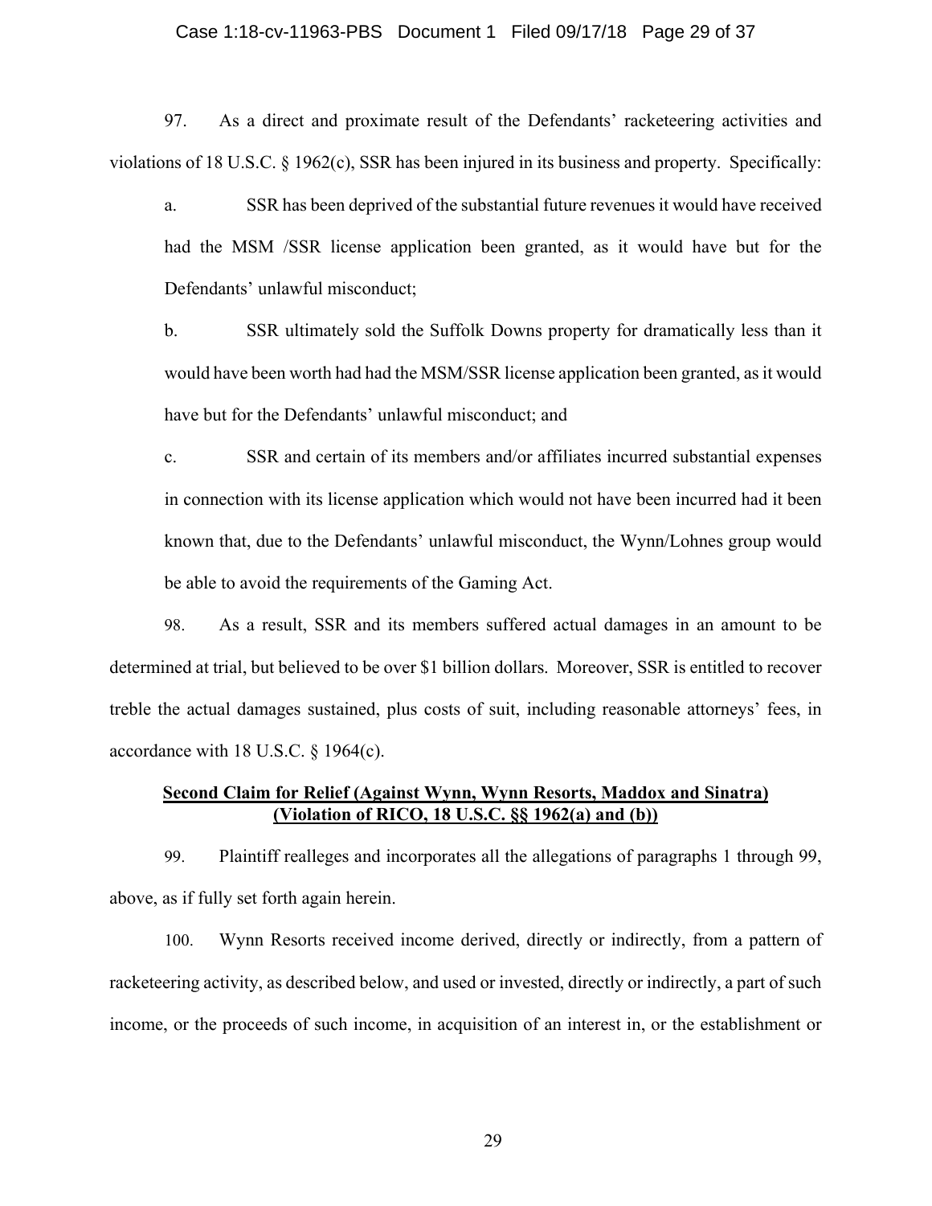97. As a direct and proximate result of the Defendants' racketeering activities and violations of 18 U.S.C. § 1962(c), SSR has been injured in its business and property. Specifically:

a. SSR has been deprived of the substantial future revenues it would have received had the MSM /SSR license application been granted, as it would have but for the Defendants' unlawful misconduct;

b. SSR ultimately sold the Suffolk Downs property for dramatically less than it would have been worth had had the MSM/SSR license application been granted, as it would have but for the Defendants' unlawful misconduct; and

c. SSR and certain of its members and/or affiliates incurred substantial expenses in connection with its license application which would not have been incurred had it been known that, due to the Defendants' unlawful misconduct, the Wynn/Lohnes group would be able to avoid the requirements of the Gaming Act.

98. As a result, SSR and its members suffered actual damages in an amount to be determined at trial, but believed to be over $1 billion dollars. Moreover, SSR is entitled to recover treble the actual damages sustained, plus costs of suit, including reasonable attorneys' fees, in accordance with 18 U.S.C. § 1964(c).

**<u>Second Claim for Relief (Against Wynn, Wynn Resorts, Maddox and Sinatra)</u>**
**<u>(Violation of RICO, 18 U.S.C. §§ 1962(a) and (b))</u>**

99. Plaintiff realleges and incorporates all the allegations of paragraphs 1 through 99, above, as if fully set forth again herein.

100. Wynn Resorts received income derived, directly or indirectly, from a pattern of racketeering activity, as described below, and used or invested, directly or indirectly, a part of such income, or the proceeds of such income, in acquisition of an interest in, or the establishment or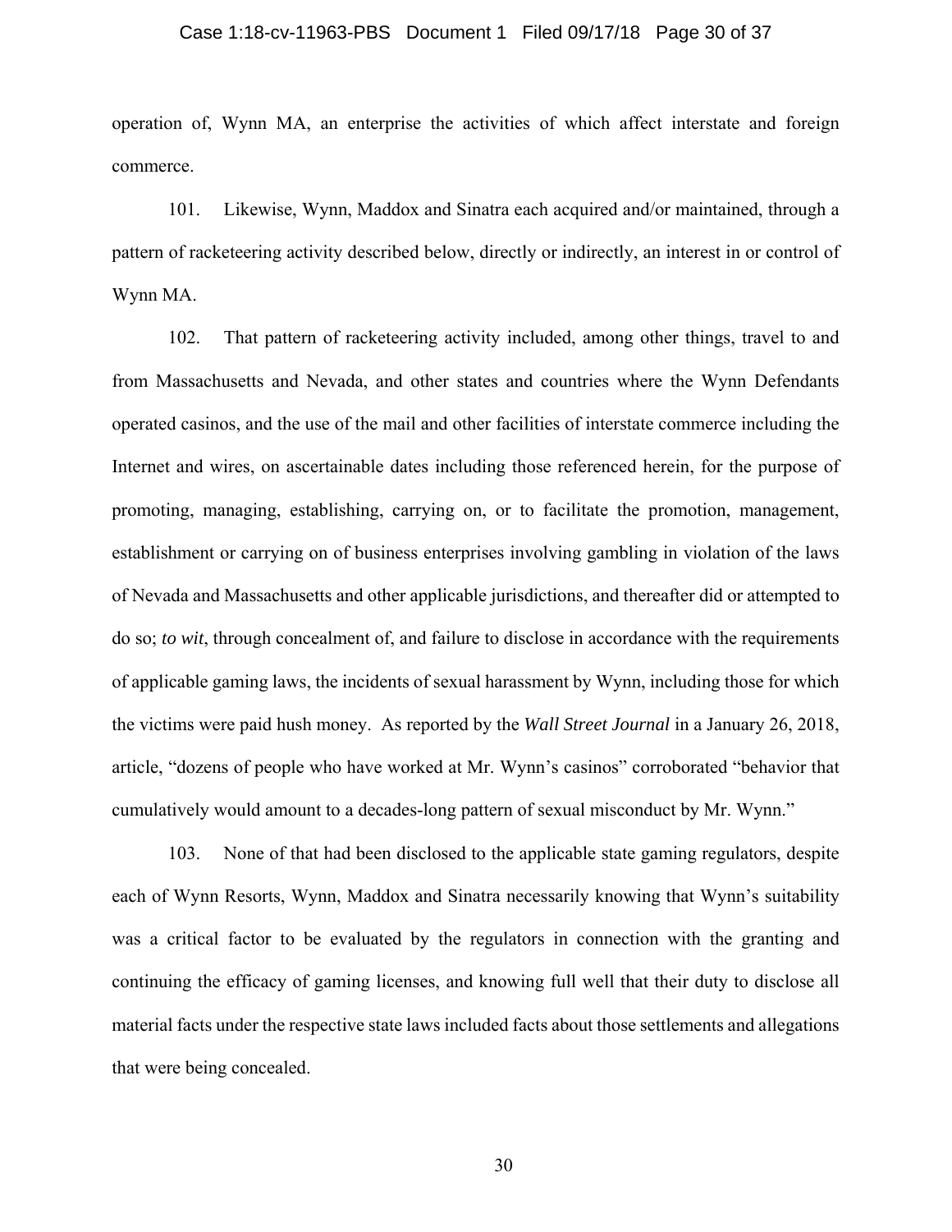operation of, Wynn MA, an enterprise the activities of which affect interstate and foreign commerce.

101. Likewise, Wynn, Maddox and Sinatra each acquired and/or maintained, through a pattern of racketeering activity described below, directly or indirectly, an interest in or control of Wynn MA.

102. That pattern of racketeering activity included, among other things, travel to and from Massachusetts and Nevada, and other states and countries where the Wynn Defendants operated casinos, and the use of the mail and other facilities of interstate commerce including the Internet and wires, on ascertainable dates including those referenced herein, for the purpose of promoting, managing, establishing, carrying on, or to facilitate the promotion, management, establishment or carrying on of business enterprises involving gambling in violation of the laws of Nevada and Massachusetts and other applicable jurisdictions, and thereafter did or attempted to do so; *to wit*, through concealment of, and failure to disclose in accordance with the requirements of applicable gaming laws, the incidents of sexual harassment by Wynn, including those for which the victims were paid hush money. As reported by the *Wall Street Journal* in a January 26, 2018, article, "dozens of people who have worked at Mr. Wynn's casinos" corroborated "behavior that cumulatively would amount to a decades-long pattern of sexual misconduct by Mr. Wynn."

103. None of that had been disclosed to the applicable state gaming regulators, despite each of Wynn Resorts, Wynn, Maddox and Sinatra necessarily knowing that Wynn's suitability was a critical factor to be evaluated by the regulators in connection with the granting and continuing the efficacy of gaming licenses, and knowing full well that their duty to disclose all material facts under the respective state laws included facts about those settlements and allegations that were being concealed.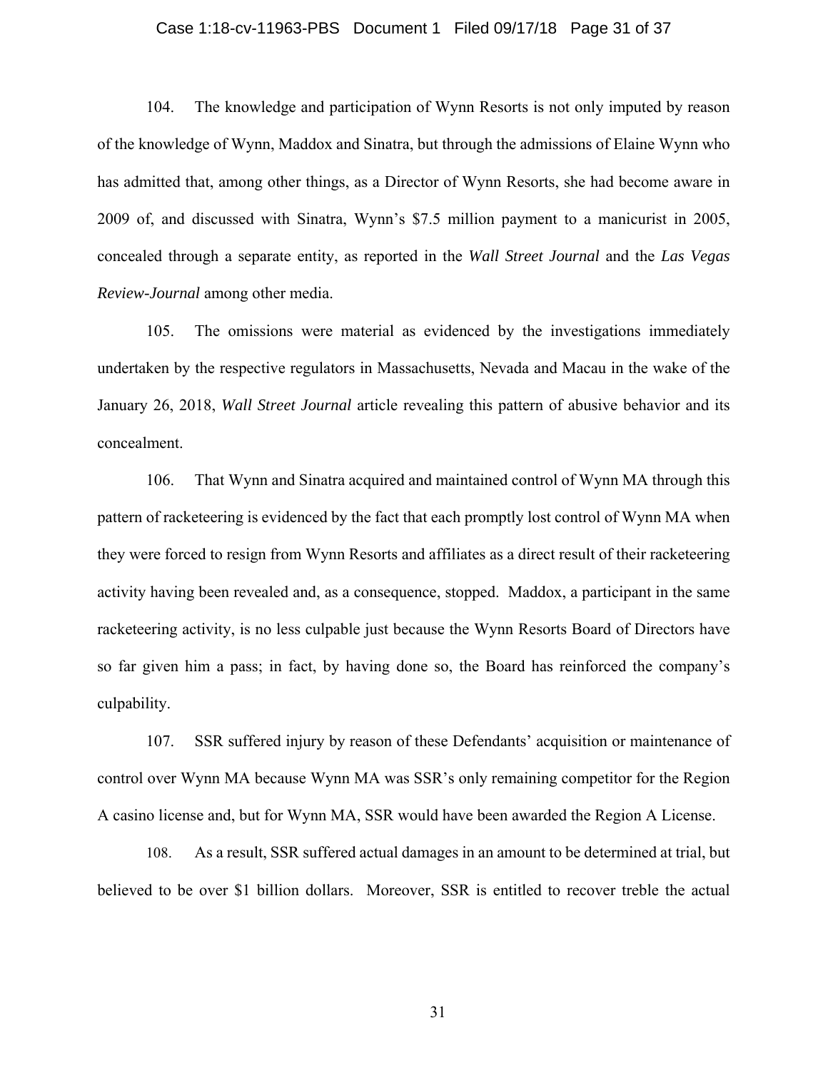104. The knowledge and participation of Wynn Resorts is not only imputed by reason of the knowledge of Wynn, Maddox and Sinatra, but through the admissions of Elaine Wynn who has admitted that, among other things, as a Director of Wynn Resorts, she had become aware in 2009 of, and discussed with Sinatra, Wynn's $7.5 million payment to a manicurist in 2005, concealed through a separate entity, as reported in the *Wall Street Journal* and the *Las Vegas Review-Journal* among other media.

105. The omissions were material as evidenced by the investigations immediately undertaken by the respective regulators in Massachusetts, Nevada and Macau in the wake of the January 26, 2018, *Wall Street Journal* article revealing this pattern of abusive behavior and its concealment.

106. That Wynn and Sinatra acquired and maintained control of Wynn MA through this pattern of racketeering is evidenced by the fact that each promptly lost control of Wynn MA when they were forced to resign from Wynn Resorts and affiliates as a direct result of their racketeering activity having been revealed and, as a consequence, stopped. Maddox, a participant in the same racketeering activity, is no less culpable just because the Wynn Resorts Board of Directors have so far given him a pass; in fact, by having done so, the Board has reinforced the company's culpability.

107. SSR suffered injury by reason of these Defendants' acquisition or maintenance of control over Wynn MA because Wynn MA was SSR's only remaining competitor for the Region A casino license and, but for Wynn MA, SSR would have been awarded the Region A License.

108. As a result, SSR suffered actual damages in an amount to be determined at trial, but believed to be over $1 billion dollars. Moreover, SSR is entitled to recover treble the actual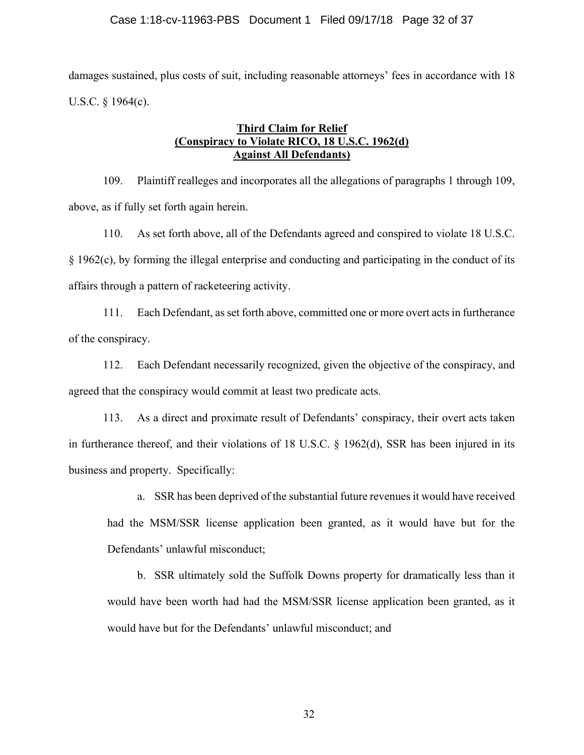damages sustained, plus costs of suit, including reasonable attorneys' fees in accordance with 18 U.S.C. § 1964(c).

**Third Claim for Relief**
**(Conspiracy to Violate RICO, 18 U.S.C. 1962(d)**
**Against All Defendants)**

109. Plaintiff realleges and incorporates all the allegations of paragraphs 1 through 109, above, as if fully set forth again herein.

110. As set forth above, all of the Defendants agreed and conspired to violate 18 U.S.C. § 1962(c), by forming the illegal enterprise and conducting and participating in the conduct of its affairs through a pattern of racketeering activity.

111. Each Defendant, as set forth above, committed one or more overt acts in furtherance of the conspiracy.

112. Each Defendant necessarily recognized, given the objective of the conspiracy, and agreed that the conspiracy would commit at least two predicate acts.

113. As a direct and proximate result of Defendants' conspiracy, their overt acts taken in furtherance thereof, and their violations of 18 U.S.C. § 1962(d), SSR has been injured in its business and property. Specifically:

a. SSR has been deprived of the substantial future revenues it would have received had the MSM/SSR license application been granted, as it would have but for the Defendants' unlawful misconduct;

b. SSR ultimately sold the Suffolk Downs property for dramatically less than it would have been worth had had the MSM/SSR license application been granted, as it would have but for the Defendants' unlawful misconduct; and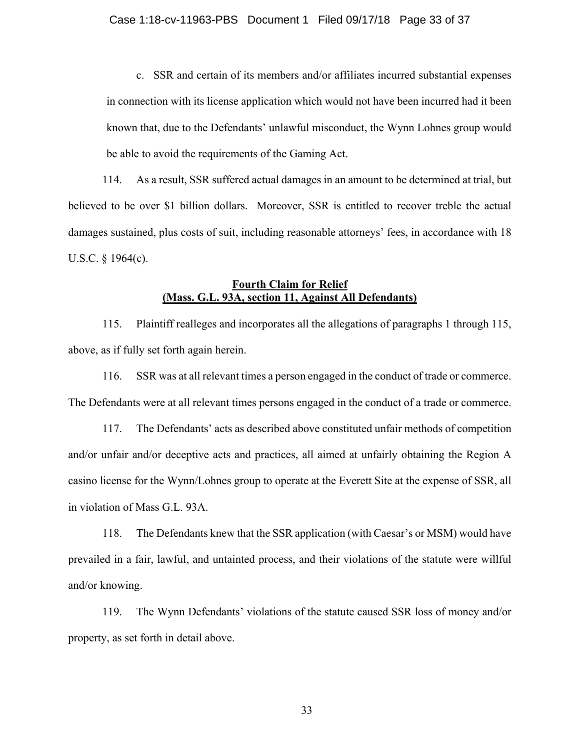c. SSR and certain of its members and/or affiliates incurred substantial expenses in connection with its license application which would not have been incurred had it been known that, due to the Defendants' unlawful misconduct, the Wynn Lohnes group would be able to avoid the requirements of the Gaming Act.

114. As a result, SSR suffered actual damages in an amount to be determined at trial, but believed to be over $1 billion dollars. Moreover, SSR is entitled to recover treble the actual damages sustained, plus costs of suit, including reasonable attorneys' fees, in accordance with 18 U.S.C. § 1964(c).

**Fourth Claim for Relief**
**(Mass. G.L. 93A, section 11, Against All Defendants)**

115. Plaintiff realleges and incorporates all the allegations of paragraphs 1 through 115, above, as if fully set forth again herein.

116. SSR was at all relevant times a person engaged in the conduct of trade or commerce. The Defendants were at all relevant times persons engaged in the conduct of a trade or commerce.

117. The Defendants' acts as described above constituted unfair methods of competition and/or unfair and/or deceptive acts and practices, all aimed at unfairly obtaining the Region A casino license for the Wynn/Lohnes group to operate at the Everett Site at the expense of SSR, all in violation of Mass G.L. 93A.

118. The Defendants knew that the SSR application (with Caesar's or MSM) would have prevailed in a fair, lawful, and untainted process, and their violations of the statute were willful and/or knowing.

119. The Wynn Defendants' violations of the statute caused SSR loss of money and/or property, as set forth in detail above.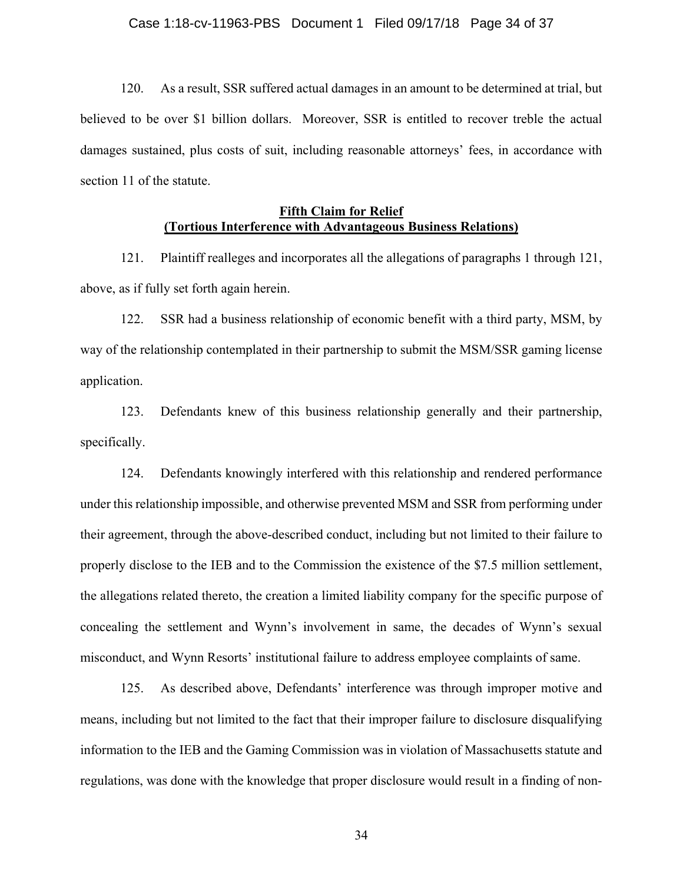120. As a result, SSR suffered actual damages in an amount to be determined at trial, but believed to be over $1 billion dollars. Moreover, SSR is entitled to recover treble the actual damages sustained, plus costs of suit, including reasonable attorneys' fees, in accordance with section 11 of the statute.

**Fifth Claim for Relief**
**(Tortious Interference with Advantageous Business Relations)**

121. Plaintiff realleges and incorporates all the allegations of paragraphs 1 through 121, above, as if fully set forth again herein.

122. SSR had a business relationship of economic benefit with a third party, MSM, by way of the relationship contemplated in their partnership to submit the MSM/SSR gaming license application.

123. Defendants knew of this business relationship generally and their partnership, specifically.

124. Defendants knowingly interfered with this relationship and rendered performance under this relationship impossible, and otherwise prevented MSM and SSR from performing under their agreement, through the above-described conduct, including but not limited to their failure to properly disclose to the IEB and to the Commission the existence of the $7.5 million settlement, the allegations related thereto, the creation a limited liability company for the specific purpose of concealing the settlement and Wynn's involvement in same, the decades of Wynn's sexual misconduct, and Wynn Resorts' institutional failure to address employee complaints of same.

125. As described above, Defendants' interference was through improper motive and means, including but not limited to the fact that their improper failure to disclosure disqualifying information to the IEB and the Gaming Commission was in violation of Massachusetts statute and regulations, was done with the knowledge that proper disclosure would result in a finding of non-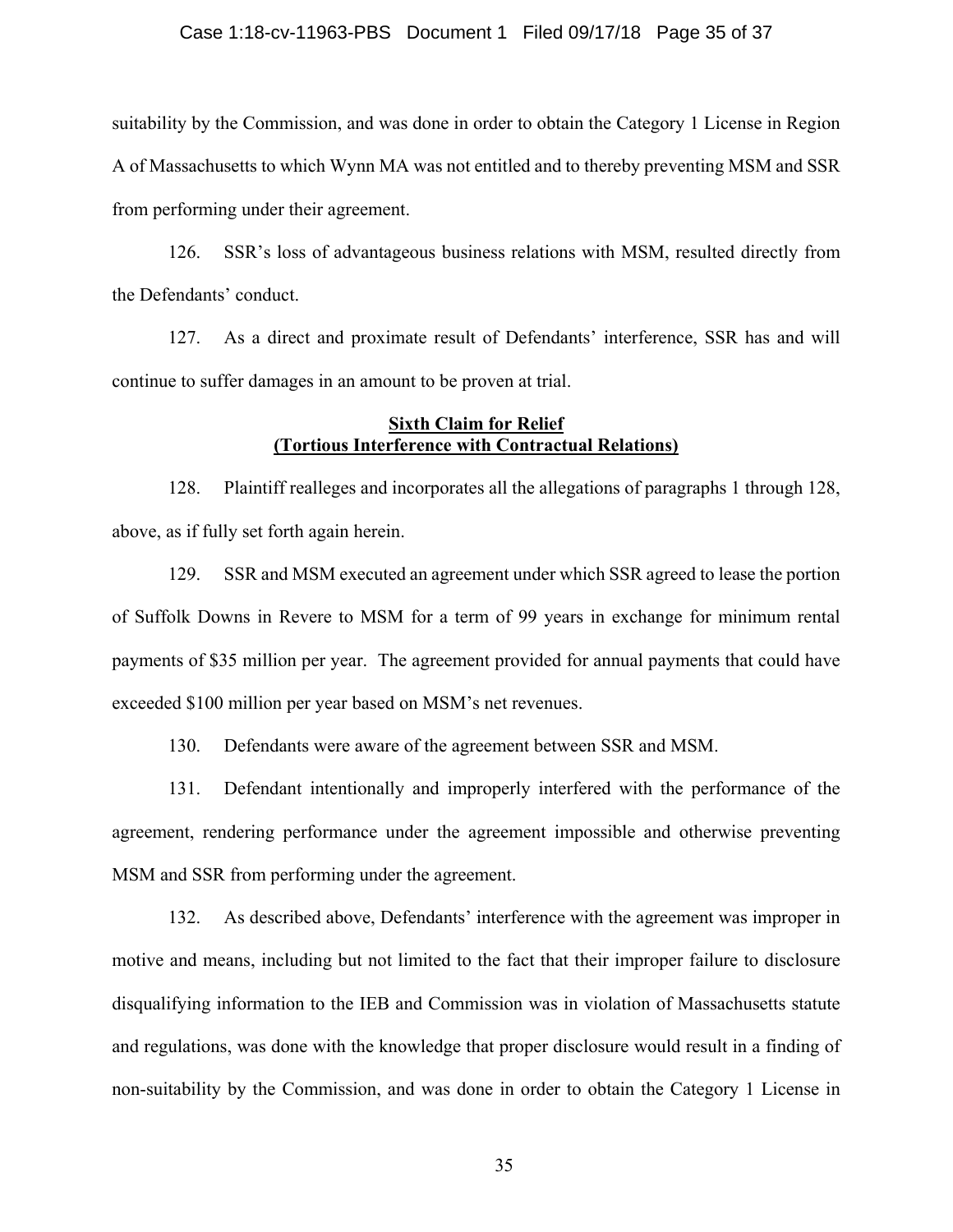suitability by the Commission, and was done in order to obtain the Category 1 License in Region A of Massachusetts to which Wynn MA was not entitled and to thereby preventing MSM and SSR from performing under their agreement.

126. SSR's loss of advantageous business relations with MSM, resulted directly from the Defendants' conduct.

127. As a direct and proximate result of Defendants' interference, SSR has and will continue to suffer damages in an amount to be proven at trial.

**Sixth Claim for Relief**
**(Tortious Interference with Contractual Relations)**

128. Plaintiff realleges and incorporates all the allegations of paragraphs 1 through 128, above, as if fully set forth again herein.

129. SSR and MSM executed an agreement under which SSR agreed to lease the portion of Suffolk Downs in Revere to MSM for a term of 99 years in exchange for minimum rental payments of $35 million per year. The agreement provided for annual payments that could have exceeded $100 million per year based on MSM's net revenues.

130. Defendants were aware of the agreement between SSR and MSM.

131. Defendant intentionally and improperly interfered with the performance of the agreement, rendering performance under the agreement impossible and otherwise preventing MSM and SSR from performing under the agreement.

132. As described above, Defendants' interference with the agreement was improper in motive and means, including but not limited to the fact that their improper failure to disclosure disqualifying information to the IEB and Commission was in violation of Massachusetts statute and regulations, was done with the knowledge that proper disclosure would result in a finding of non-suitability by the Commission, and was done in order to obtain the Category 1 License in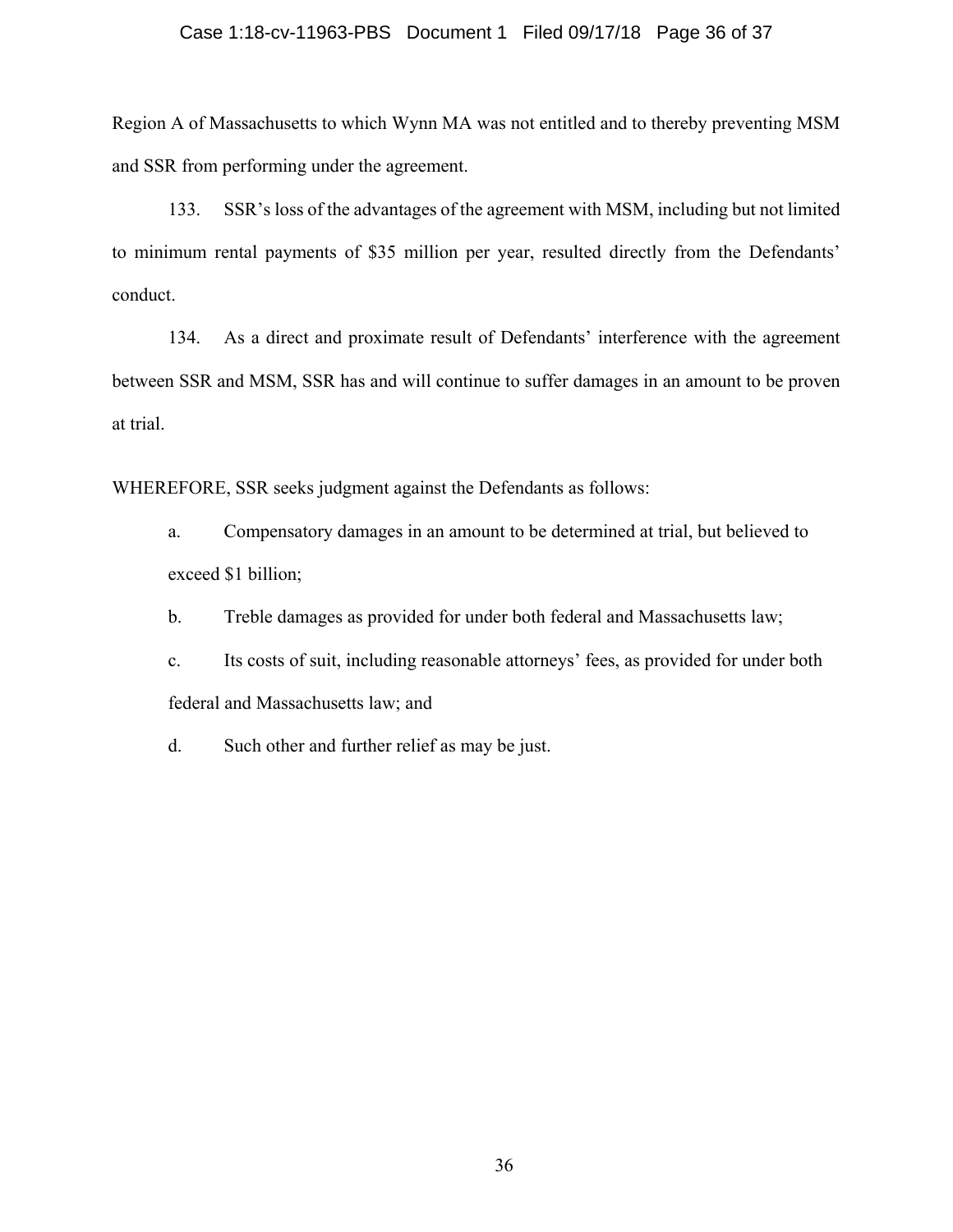Region A of Massachusetts to which Wynn MA was not entitled and to thereby preventing MSM and SSR from performing under the agreement.

133. SSR's loss of the advantages of the agreement with MSM, including but not limited to minimum rental payments of $35 million per year, resulted directly from the Defendants' conduct.

134. As a direct and proximate result of Defendants' interference with the agreement between SSR and MSM, SSR has and will continue to suffer damages in an amount to be proven at trial.

WHEREFORE, SSR seeks judgment against the Defendants as follows:

a. Compensatory damages in an amount to be determined at trial, but believed to exceed $1 billion;

b. Treble damages as provided for under both federal and Massachusetts law;

c. Its costs of suit, including reasonable attorneys' fees, as provided for under both federal and Massachusetts law; and

d. Such other and further relief as may be just.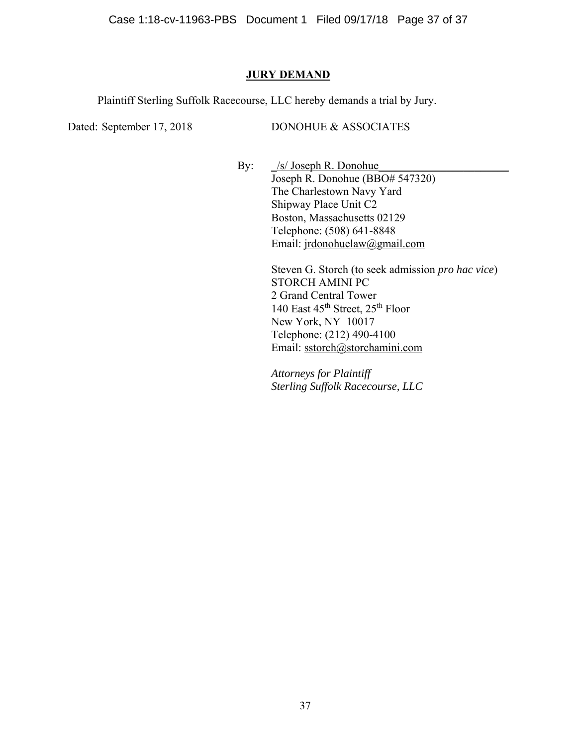## JURY DEMAND

Plaintiff Sterling Suffolk Racecourse, LLC hereby demands a trial by Jury.

Dated: September 17, 2018

DONOHUE & ASSOCIATES

By: /s/ Joseph R. Donohue
Joseph R. Donohue (BBO# 547320)
The Charlestown Navy Yard
Shipway Place Unit C2
Boston, Massachusetts 02129
Telephone: (508) 641-8848
Email: jrdonohuelaw@gmail.com

Steven G. Storch (to seek admission *pro hac vice*)
STORCH AMINI PC
2 Grand Central Tower
140 East 45th Street, 25th Floor
New York, NY 10017
Telephone: (212) 490-4100
Email: sstorch@storchamini.com

*Attorneys for Plaintiff*
*Sterling Suffolk Racecourse, LLC*